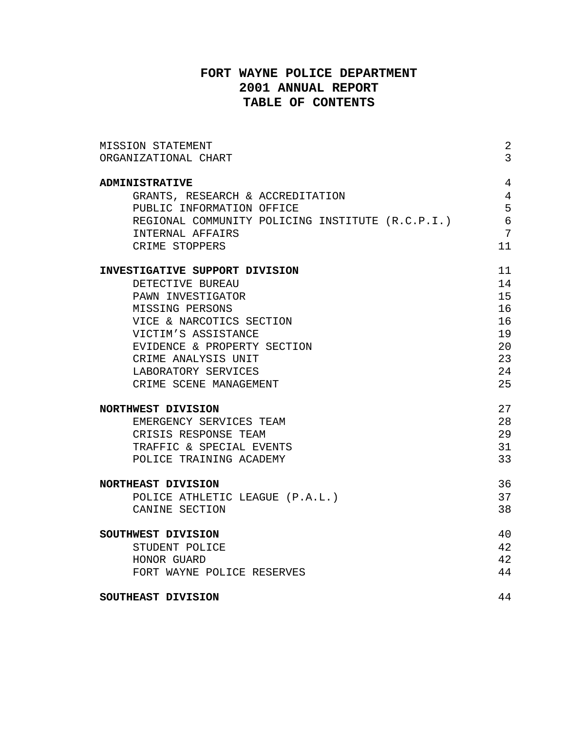# FORT WAYNE POLICE DEPARTMENT
# 2001 ANNUAL REPORT
# TABLE OF CONTENTS

| | |
|---|---|
| MISSION STATEMENT | 2 |
| ORGANIZATIONAL CHART | 3 |
| **ADMINISTRATIVE** | 4 |
| GRANTS, RESEARCH & ACCREDITATION | 4 |
| PUBLIC INFORMATION OFFICE | 5 |
| REGIONAL COMMUNITY POLICING INSTITUTE (R.C.P.I.) | 6 |
| INTERNAL AFFAIRS | 7 |
| CRIME STOPPERS | 11 |
| **INVESTIGATIVE SUPPORT DIVISION** | 11 |
| DETECTIVE BUREAU | 14 |
| PAWN INVESTIGATOR | 15 |
| MISSING PERSONS | 16 |
| VICE & NARCOTICS SECTION | 16 |
| VICTIM'S ASSISTANCE | 19 |
| EVIDENCE & PROPERTY SECTION | 20 |
| CRIME ANALYSIS UNIT | 23 |
| LABORATORY SERVICES | 24 |
| CRIME SCENE MANAGEMENT | 25 |
| **NORTHWEST DIVISION** | 27 |
| EMERGENCY SERVICES TEAM | 28 |
| CRISIS RESPONSE TEAM | 29 |
| TRAFFIC & SPECIAL EVENTS | 31 |
| POLICE TRAINING ACADEMY | 33 |
| **NORTHEAST DIVISION** | 36 |
| POLICE ATHLETIC LEAGUE (P.A.L.) | 37 |
| CANINE SECTION | 38 |
| **SOUTHWEST DIVISION** | 40 |
| STUDENT POLICE | 42 |
| HONOR GUARD | 42 |
| FORT WAYNE POLICE RESERVES | 44 |
| **SOUTHEAST DIVISION** | 44 |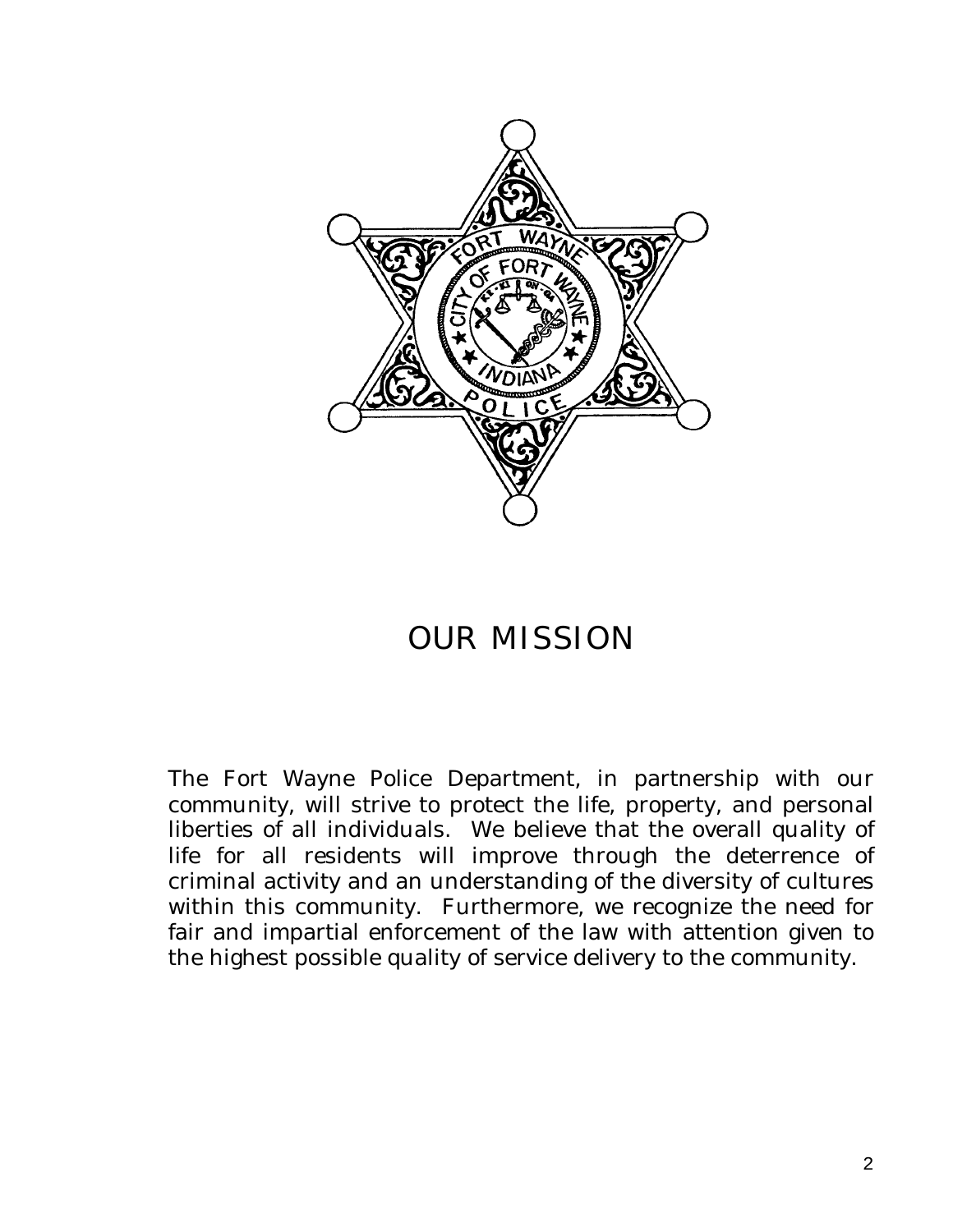# OUR MISSION

The Fort Wayne Police Department, in partnership with our community, will strive to protect the life, property, and personal liberties of all individuals. We believe that the overall quality of life for all residents will improve through the deterrence of criminal activity and an understanding of the diversity of cultures within this community. Furthermore, we recognize the need for fair and impartial enforcement of the law with attention given to the highest possible quality of service delivery to the community.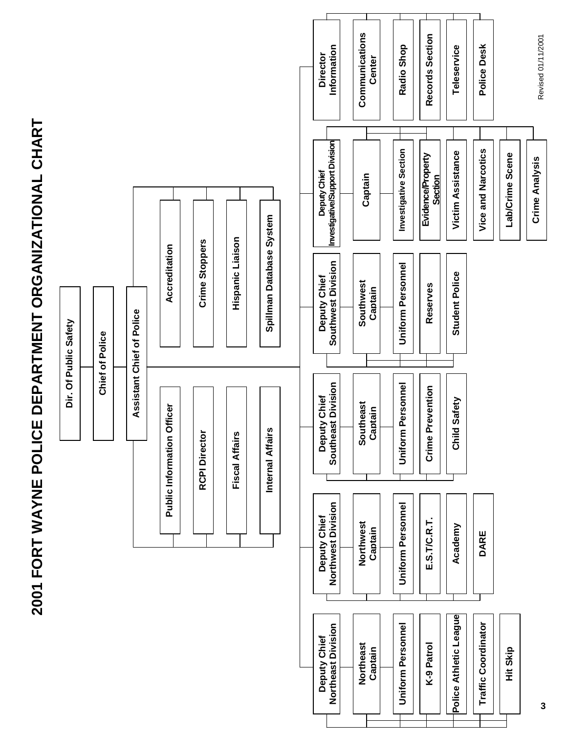# 2001 FORT WAYNE POLICE DEPARTMENT ORGANIZATIONAL CHART

- Dir. Of Public Safety
  - Chief of Police
    - Assistant Chief of Police
      - Public Information Officer
      - RCPI Director
      - Fiscal Affairs
      - Internal Affairs
      - Accreditation
      - Crime Stoppers
      - Hispanic Liaison
      - Spillman Database System
      - Deputy Chief Northeast Division
        - Northeast Captain
        - Uniform Personnel
        - K-9 Patrol
        - Police Athletic League
        - Traffic Coordinator
        - Hit Skip
      - Deputy Chief Northwest Division
        - Northwest Captain
        - Uniform Personnel
        - E.S.T/C.R.T.
        - Academy
        - DARE
      - Deputy Chief Southeast Division
        - Southeast Captain
        - Uniform Personnel
        - Crime Prevention
        - Child Safety
      - Deputy Chief Southwest Division
        - Southwest Captain
        - Uniform Personnel
        - Reserves
        - Student Police
      - Deputy Chief Investigative/Support Division
        - Captain
        - Investigative Section
        - Evidence/Property Section
        - Victim Assistance
        - Vice and Narcotics
        - Lab/Crime Scene
        - Crime Analysis
      - Director Information
        - Communications Center
        - Radio Shop
        - Records Section
        - Teleservice
        - Police Desk

Revised 01/11/2001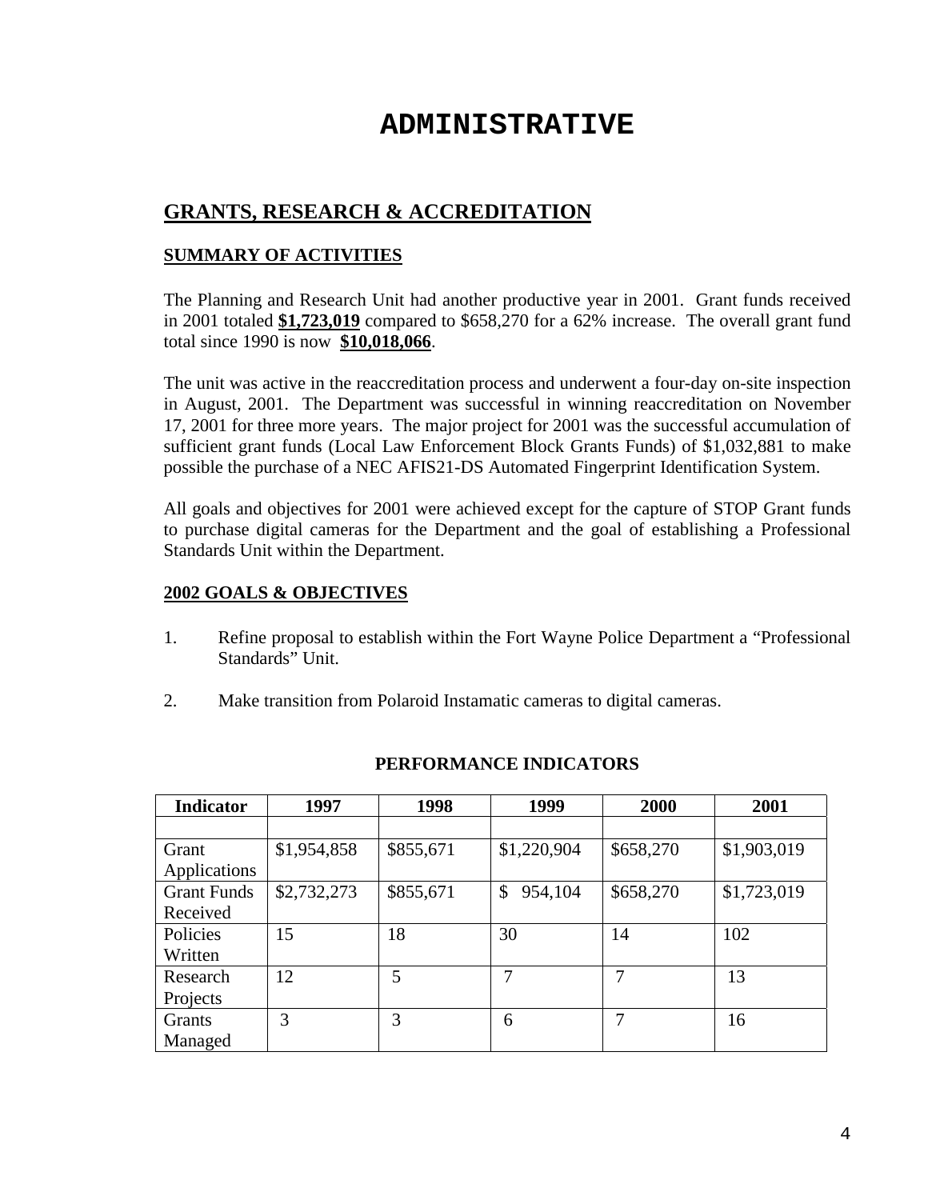# ADMINISTRATIVE

## GRANTS, RESEARCH & ACCREDITATION

### SUMMARY OF ACTIVITIES

The Planning and Research Unit had another productive year in 2001. Grant funds received in 2001 totaled **$1,723,019** compared to $658,270 for a 62% increase. The overall grant fund total since 1990 is now **$10,018,066**.

The unit was active in the reaccreditation process and underwent a four-day on-site inspection in August, 2001. The Department was successful in winning reaccreditation on November 17, 2001 for three more years. The major project for 2001 was the successful accumulation of sufficient grant funds (Local Law Enforcement Block Grants Funds) of $1,032,881 to make possible the purchase of a NEC AFIS21-DS Automated Fingerprint Identification System.

All goals and objectives for 2001 were achieved except for the capture of STOP Grant funds to purchase digital cameras for the Department and the goal of establishing a Professional Standards Unit within the Department.

### 2002 GOALS & OBJECTIVES

1. Refine proposal to establish within the Fort Wayne Police Department a "Professional Standards" Unit.

2. Make transition from Polaroid Instamatic cameras to digital cameras.

**PERFORMANCE INDICATORS**

| Indicator | 1997 | 1998 | 1999 | 2000 | 2001 |
|---|---|---|---|---|---|
| | | | | | |
| Grant Applications | $1,954,858 | $855,671 | $1,220,904 | $658,270 | $1,903,019 |
| Grant Funds Received | $2,732,273 | $855,671 | $ 954,104 | $658,270 | $1,723,019 |
| Policies Written | 15 | 18 | 30 | 14 | 102 |
| Research Projects | 12 | 5 | 7 | 7 | 13 |
| Grants Managed | 3 | 3 | 6 | 7 | 16 |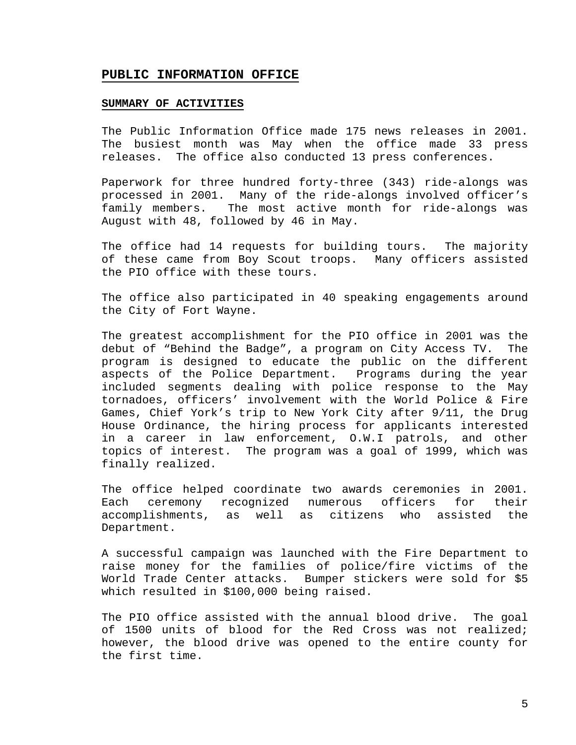## PUBLIC INFORMATION OFFICE

### SUMMARY OF ACTIVITIES

The Public Information Office made 175 news releases in 2001. The busiest month was May when the office made 33 press releases. The office also conducted 13 press conferences.

Paperwork for three hundred forty-three (343) ride-alongs was processed in 2001. Many of the ride-alongs involved officer's family members. The most active month for ride-alongs was August with 48, followed by 46 in May.

The office had 14 requests for building tours. The majority of these came from Boy Scout troops. Many officers assisted the PIO office with these tours.

The office also participated in 40 speaking engagements around the City of Fort Wayne.

The greatest accomplishment for the PIO office in 2001 was the debut of "Behind the Badge", a program on City Access TV. The program is designed to educate the public on the different aspects of the Police Department. Programs during the year included segments dealing with police response to the May tornadoes, officers' involvement with the World Police & Fire Games, Chief York's trip to New York City after 9/11, the Drug House Ordinance, the hiring process for applicants interested in a career in law enforcement, O.W.I patrols, and other topics of interest. The program was a goal of 1999, which was finally realized.

The office helped coordinate two awards ceremonies in 2001. Each ceremony recognized numerous officers for their accomplishments, as well as citizens who assisted the Department.

A successful campaign was launched with the Fire Department to raise money for the families of police/fire victims of the World Trade Center attacks. Bumper stickers were sold for $5 which resulted in $100,000 being raised.

The PIO office assisted with the annual blood drive. The goal of 1500 units of blood for the Red Cross was not realized; however, the blood drive was opened to the entire county for the first time.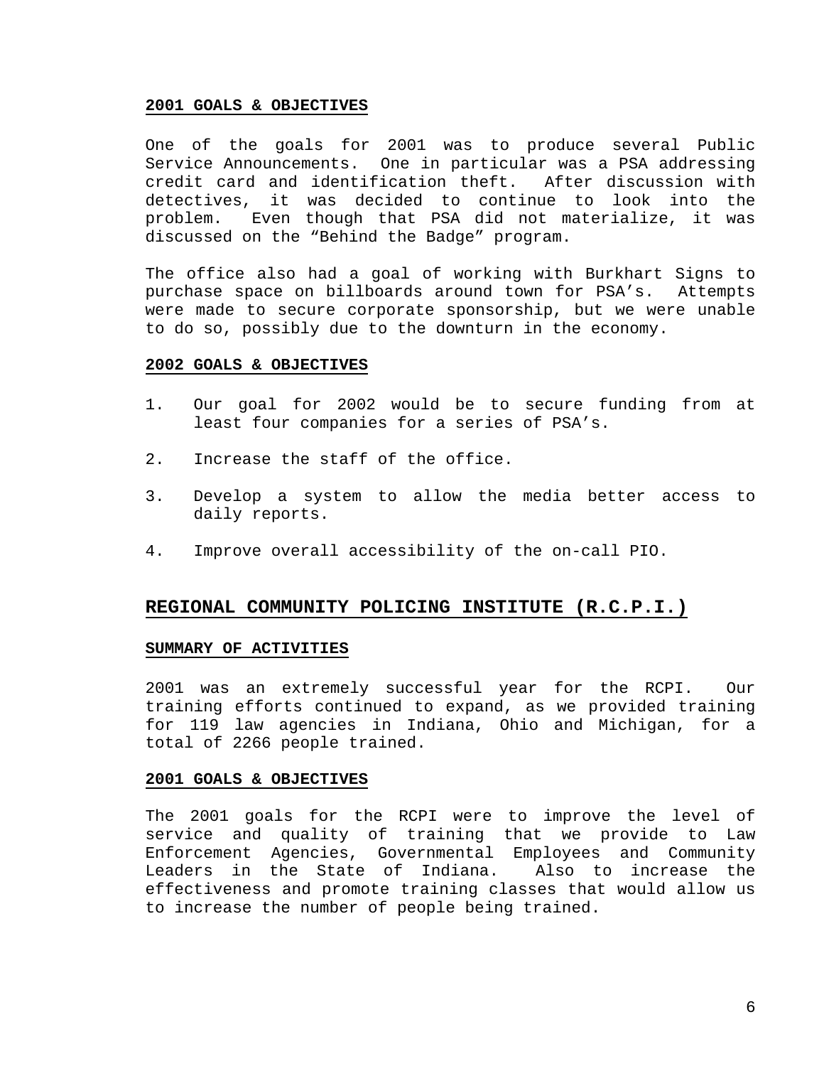### 2001 GOALS & OBJECTIVES

One of the goals for 2001 was to produce several Public Service Announcements. One in particular was a PSA addressing credit card and identification theft. After discussion with detectives, it was decided to continue to look into the problem. Even though that PSA did not materialize, it was discussed on the "Behind the Badge" program.

The office also had a goal of working with Burkhart Signs to purchase space on billboards around town for PSA's. Attempts were made to secure corporate sponsorship, but we were unable to do so, possibly due to the downturn in the economy.

### 2002 GOALS & OBJECTIVES

1. Our goal for 2002 would be to secure funding from at least four companies for a series of PSA's.
2. Increase the staff of the office.
3. Develop a system to allow the media better access to daily reports.
4. Improve overall accessibility of the on-call PIO.

## REGIONAL COMMUNITY POLICING INSTITUTE (R.C.P.I.)

### SUMMARY OF ACTIVITIES

2001 was an extremely successful year for the RCPI. Our training efforts continued to expand, as we provided training for 119 law agencies in Indiana, Ohio and Michigan, for a total of 2266 people trained.

### 2001 GOALS & OBJECTIVES

The 2001 goals for the RCPI were to improve the level of service and quality of training that we provide to Law Enforcement Agencies, Governmental Employees and Community Leaders in the State of Indiana. Also to increase the effectiveness and promote training classes that would allow us to increase the number of people being trained.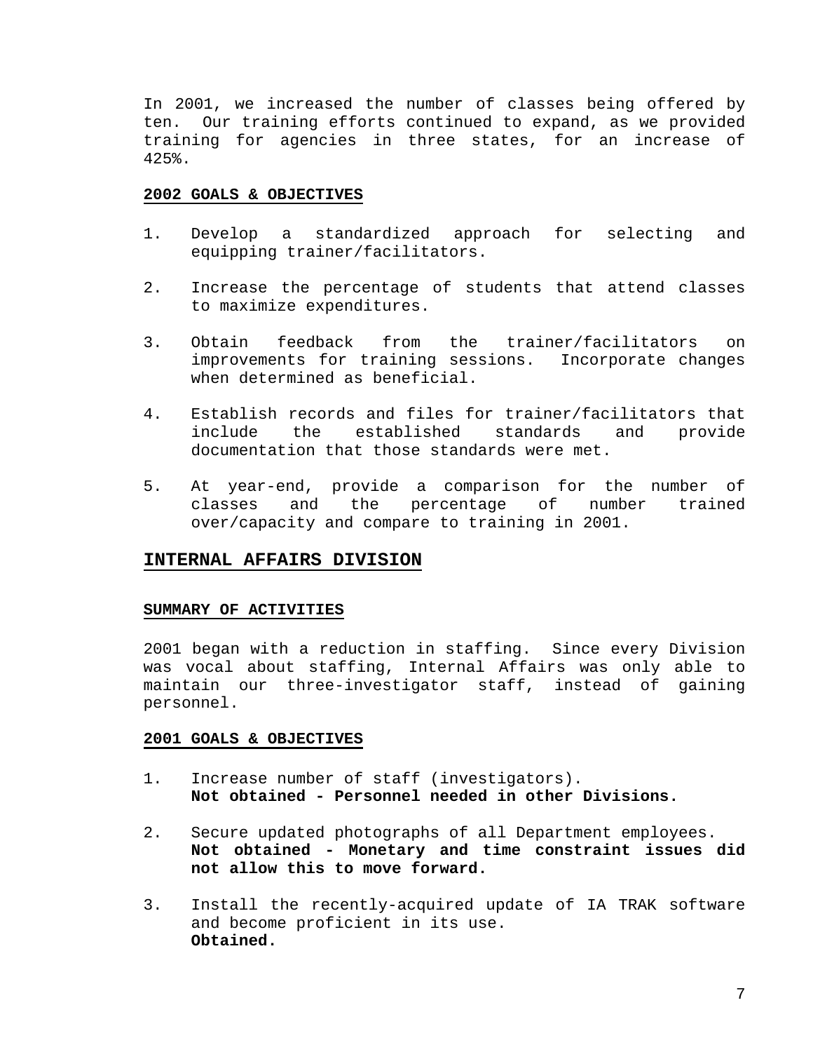In 2001, we increased the number of classes being offered by ten. Our training efforts continued to expand, as we provided training for agencies in three states, for an increase of 425%.

**2002 GOALS & OBJECTIVES**

1. Develop a standardized approach for selecting and equipping trainer/facilitators.

2. Increase the percentage of students that attend classes to maximize expenditures.

3. Obtain feedback from the trainer/facilitators on improvements for training sessions. Incorporate changes when determined as beneficial.

4. Establish records and files for trainer/facilitators that include the established standards and provide documentation that those standards were met.

5. At year-end, provide a comparison for the number of classes and the percentage of number trained over/capacity and compare to training in 2001.

## INTERNAL AFFAIRS DIVISION

**SUMMARY OF ACTIVITIES**

2001 began with a reduction in staffing. Since every Division was vocal about staffing, Internal Affairs was only able to maintain our three-investigator staff, instead of gaining personnel.

**2001 GOALS & OBJECTIVES**

1. Increase number of staff (investigators).
   **Not obtained - Personnel needed in other Divisions.**

2. Secure updated photographs of all Department employees.
   **Not obtained - Monetary and time constraint issues did not allow this to move forward.**

3. Install the recently-acquired update of IA TRAK software and become proficient in its use.
   **Obtained.**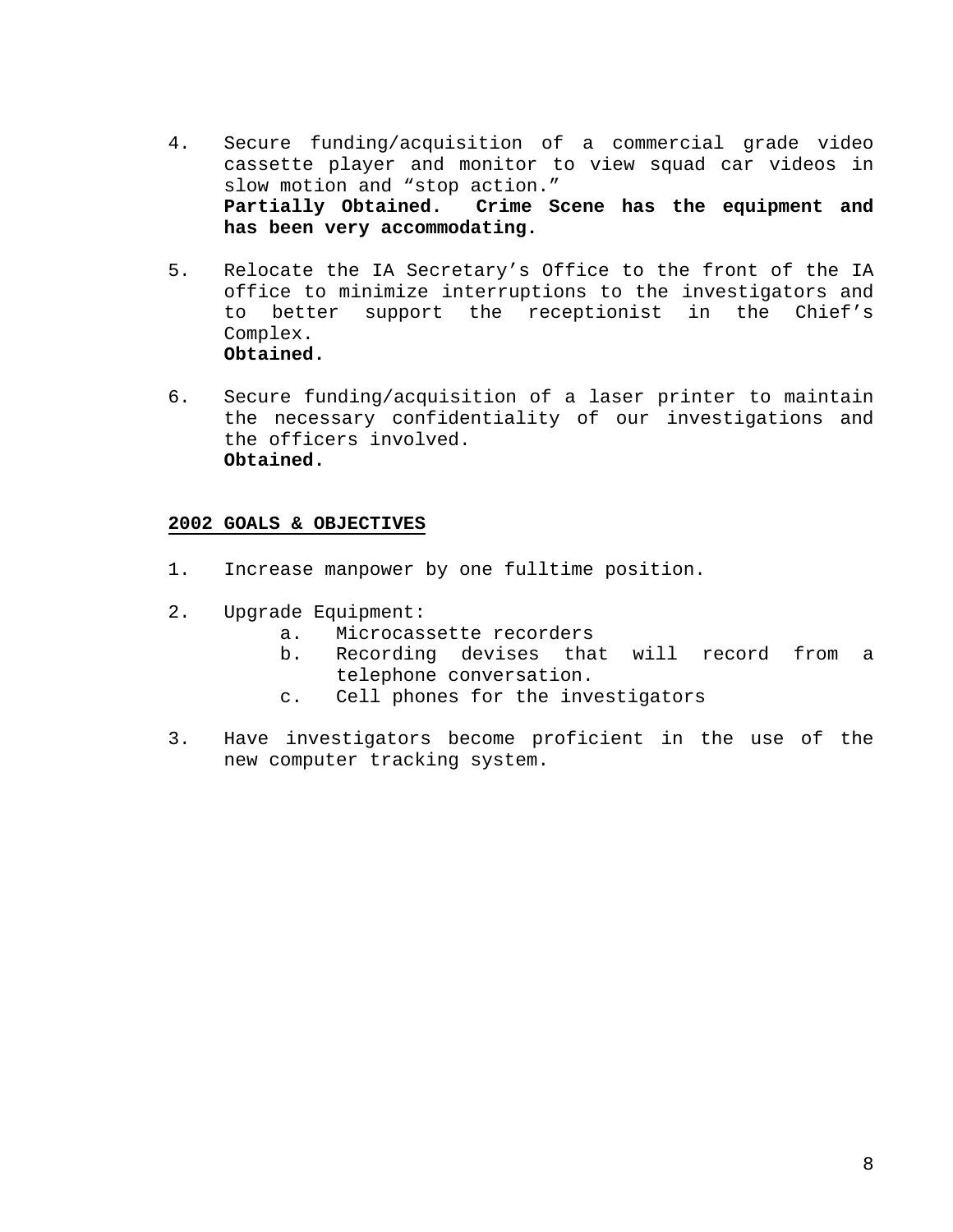4. Secure funding/acquisition of a commercial grade video cassette player and monitor to view squad car videos in slow motion and "stop action."
   **Partially Obtained. Crime Scene has the equipment and has been very accommodating.**

5. Relocate the IA Secretary's Office to the front of the IA office to minimize interruptions to the investigators and to better support the receptionist in the Chief's Complex.
   **Obtained.**

6. Secure funding/acquisition of a laser printer to maintain the necessary confidentiality of our investigations and the officers involved.
   **Obtained.**

**<u>2002 GOALS & OBJECTIVES</u>**

1. Increase manpower by one fulltime position.

2. Upgrade Equipment:
   a. Microcassette recorders
   b. Recording devises that will record from a telephone conversation.
   c. Cell phones for the investigators

3. Have investigators become proficient in the use of the new computer tracking system.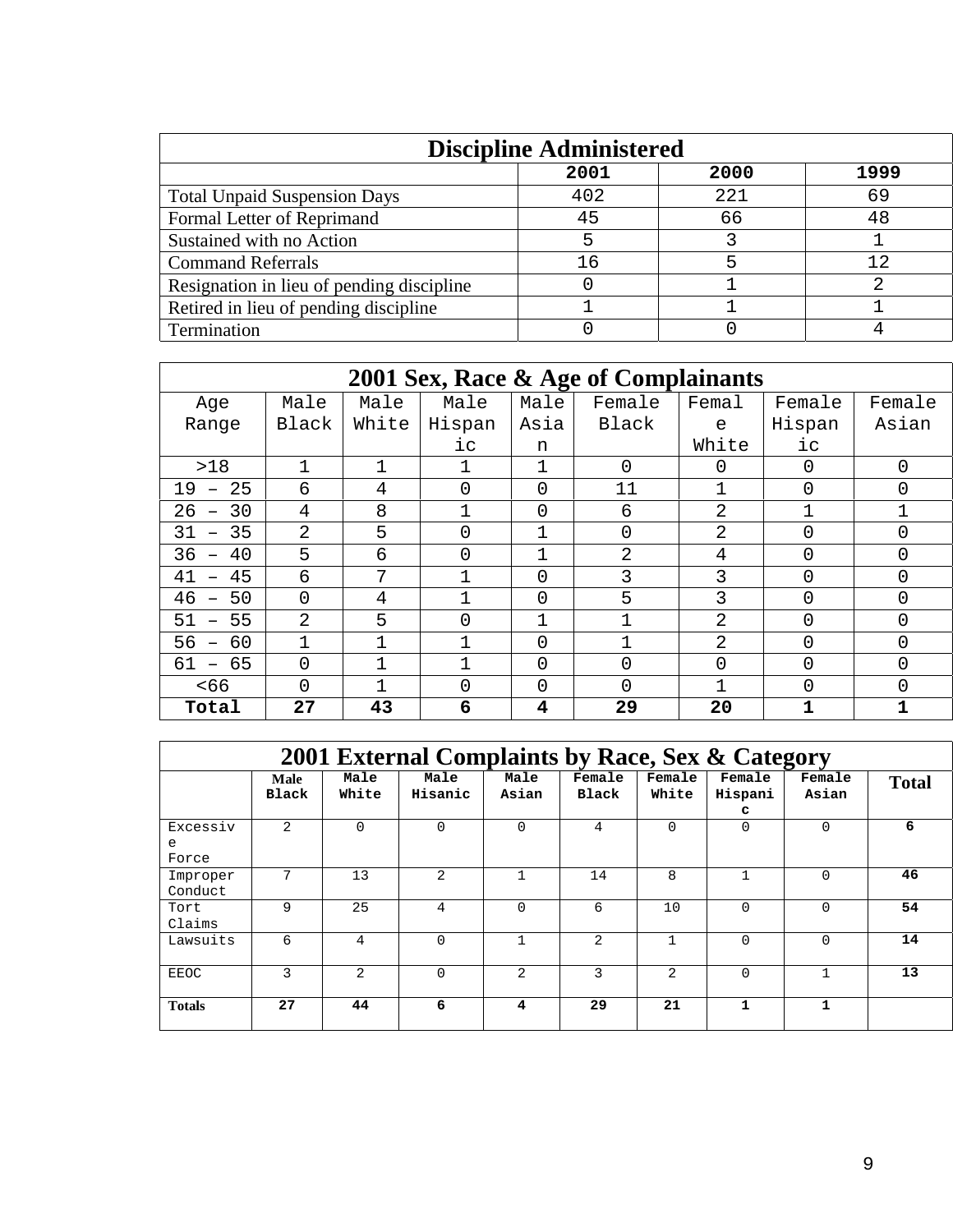## Discipline Administered

| | 2001 | 2000 | 1999 |
|---|---|---|---|
| Total Unpaid Suspension Days | 402 | 221 | 69 |
| Formal Letter of Reprimand | 45 | 66 | 48 |
| Sustained with no Action | 5 | 3 | 1 |
| Command Referrals | 16 | 5 | 12 |
| Resignation in lieu of pending discipline | 0 | 1 | 2 |
| Retired in lieu of pending discipline | 1 | 1 | 1 |
| Termination | 0 | 0 | 4 |

## 2001 Sex, Race & Age of Complainants

| Age Range | Male Black | Male White | Male Hispanic | Male Asian | Female Black | Female White | Female Hispanic | Female Asian |
|---|---|---|---|---|---|---|---|---|
| >18 | 1 | 1 | 1 | 1 | 0 | 0 | 0 | 0 |
| 19 – 25 | 6 | 4 | 0 | 0 | 11 | 1 | 0 | 0 |
| 26 – 30 | 4 | 8 | 1 | 0 | 6 | 2 | 1 | 1 |
| 31 – 35 | 2 | 5 | 0 | 1 | 0 | 2 | 0 | 0 |
| 36 – 40 | 5 | 6 | 0 | 1 | 2 | 4 | 0 | 0 |
| 41 – 45 | 6 | 7 | 1 | 0 | 3 | 3 | 0 | 0 |
| 46 – 50 | 0 | 4 | 1 | 0 | 5 | 3 | 0 | 0 |
| 51 – 55 | 2 | 5 | 0 | 1 | 1 | 2 | 0 | 0 |
| 56 – 60 | 1 | 1 | 1 | 0 | 1 | 2 | 0 | 0 |
| 61 – 65 | 0 | 1 | 1 | 0 | 0 | 0 | 0 | 0 |
| <66 | 0 | 1 | 0 | 0 | 0 | 1 | 0 | 0 |
| **Total** | **27** | **43** | **6** | **4** | **29** | **20** | **1** | **1** |

## 2001 External Complaints by Race, Sex & Category

| | Male Black | Male White | Male Hisanic | Male Asian | Female Black | Female White | Female Hispanic | Female Asian | Total |
|---|---|---|---|---|---|---|---|---|---|
| Excessive Force | 2 | 0 | 0 | 0 | 4 | 0 | 0 | 0 | **6** |
| Improper Conduct | 7 | 13 | 2 | 1 | 14 | 8 | 1 | 0 | **46** |
| Tort Claims | 9 | 25 | 4 | 0 | 6 | 10 | 0 | 0 | **54** |
| Lawsuits | 6 | 4 | 0 | 1 | 2 | 1 | 0 | 0 | **14** |
| EEOC | 3 | 2 | 0 | 2 | 3 | 2 | 0 | 1 | **13** |
| **Totals** | **27** | **44** | **6** | **4** | **29** | **21** | **1** | **1** | |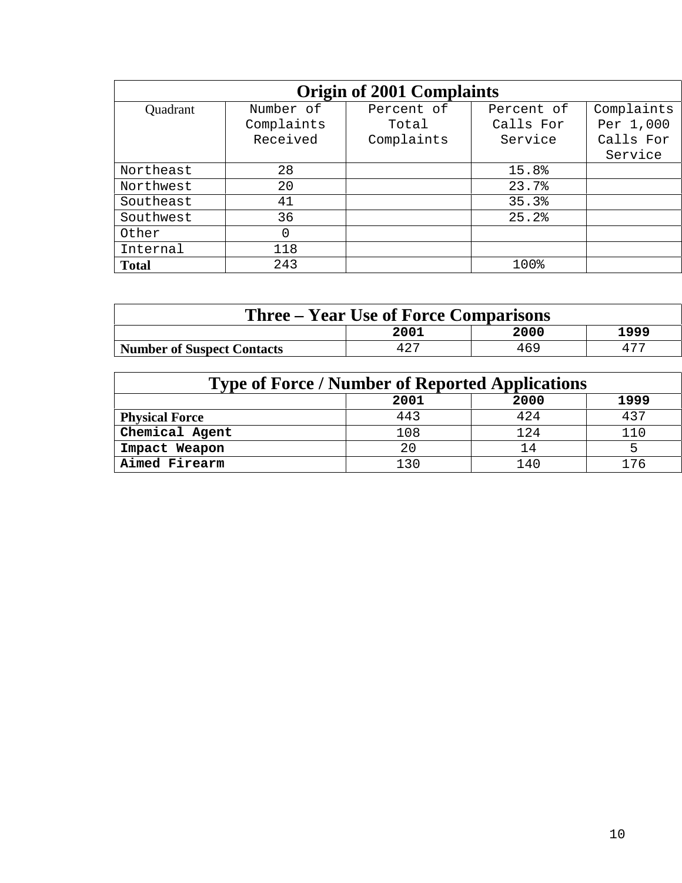| Origin of 2001 Complaints | | | | |
|---|---|---|---|---|
| Quadrant | Number of Complaints Received | Percent of Total Complaints | Percent of Calls For Service | Complaints Per 1,000 Calls For Service |
| Northeast | 28 | | 15.8% | |
| Northwest | 20 | | 23.7% | |
| Southeast | 41 | | 35.3% | |
| Southwest | 36 | | 25.2% | |
| Other | 0 | | | |
| Internal | 118 | | | |
| **Total** | 243 | | 100% | |

| Three – Year Use of Force Comparisons | | | |
|---|---|---|---|
| | **2001** | **2000** | **1999** |
| **Number of Suspect Contacts** | 427 | 469 | 477 |

| Type of Force / Number of Reported Applications | | | |
|---|---|---|---|
| | **2001** | **2000** | **1999** |
| **Physical Force** | 443 | 424 | 437 |
| **Chemical Agent** | 108 | 124 | 110 |
| **Impact Weapon** | 20 | 14 | 5 |
| **Aimed Firearm** | 130 | 140 | 176 |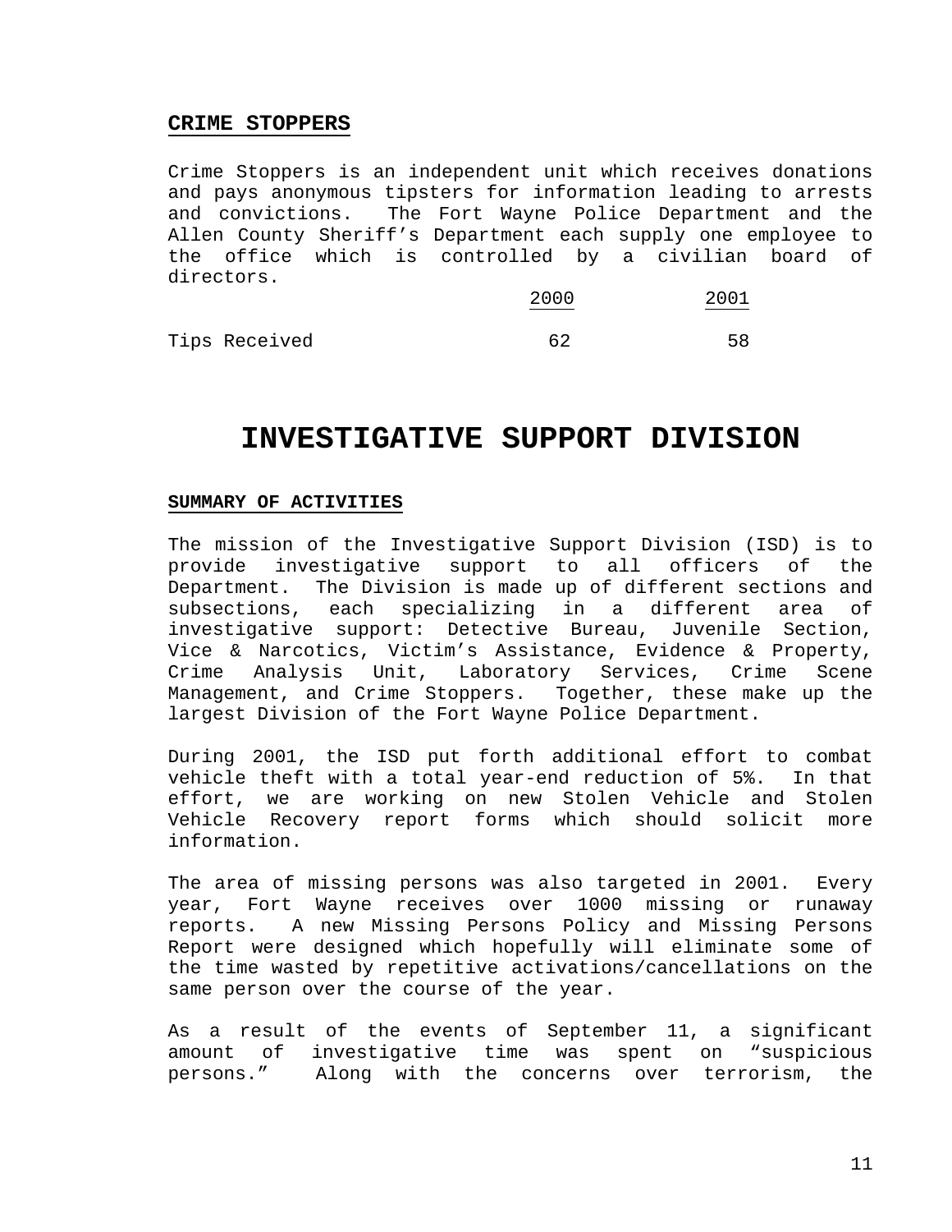## CRIME STOPPERS

Crime Stoppers is an independent unit which receives donations and pays anonymous tipsters for information leading to arrests and convictions. The Fort Wayne Police Department and the Allen County Sheriff's Department each supply one employee to the office which is controlled by a civilian board of directors.

| | 2000 | 2001 |
|---|---|---|
| Tips Received | 62 | 58 |

# INVESTIGATIVE SUPPORT DIVISION

## SUMMARY OF ACTIVITIES

The mission of the Investigative Support Division (ISD) is to provide investigative support to all officers of the Department. The Division is made up of different sections and subsections, each specializing in a different area of investigative support: Detective Bureau, Juvenile Section, Vice & Narcotics, Victim's Assistance, Evidence & Property, Crime Analysis Unit, Laboratory Services, Crime Scene Management, and Crime Stoppers. Together, these make up the largest Division of the Fort Wayne Police Department.

During 2001, the ISD put forth additional effort to combat vehicle theft with a total year-end reduction of 5%. In that effort, we are working on new Stolen Vehicle and Stolen Vehicle Recovery report forms which should solicit more information.

The area of missing persons was also targeted in 2001. Every year, Fort Wayne receives over 1000 missing or runaway reports. A new Missing Persons Policy and Missing Persons Report were designed which hopefully will eliminate some of the time wasted by repetitive activations/cancellations on the same person over the course of the year.

As a result of the events of September 11, a significant amount of investigative time was spent on "suspicious persons." Along with the concerns over terrorism, the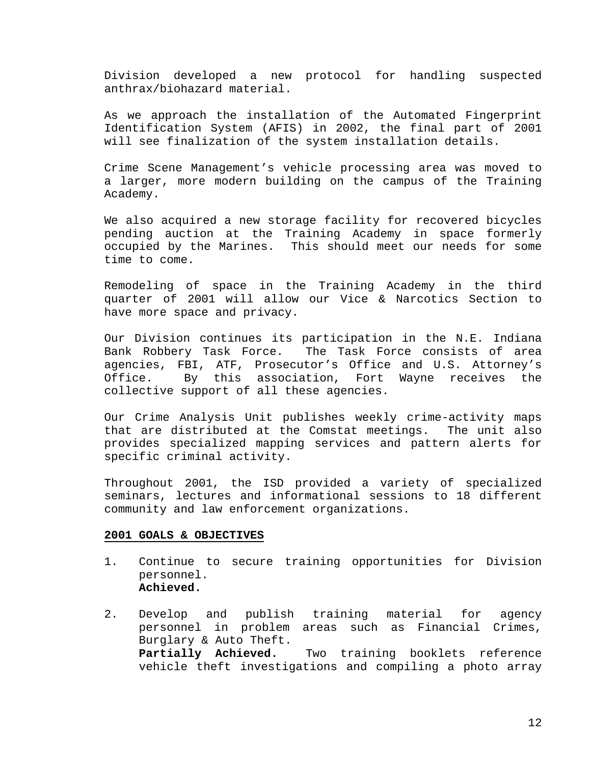Division developed a new protocol for handling suspected anthrax/biohazard material.

As we approach the installation of the Automated Fingerprint Identification System (AFIS) in 2002, the final part of 2001 will see finalization of the system installation details.

Crime Scene Management's vehicle processing area was moved to a larger, more modern building on the campus of the Training Academy.

We also acquired a new storage facility for recovered bicycles pending auction at the Training Academy in space formerly occupied by the Marines. This should meet our needs for some time to come.

Remodeling of space in the Training Academy in the third quarter of 2001 will allow our Vice & Narcotics Section to have more space and privacy.

Our Division continues its participation in the N.E. Indiana Bank Robbery Task Force. The Task Force consists of area agencies, FBI, ATF, Prosecutor's Office and U.S. Attorney's Office. By this association, Fort Wayne receives the collective support of all these agencies.

Our Crime Analysis Unit publishes weekly crime-activity maps that are distributed at the Comstat meetings. The unit also provides specialized mapping services and pattern alerts for specific criminal activity.

Throughout 2001, the ISD provided a variety of specialized seminars, lectures and informational sessions to 18 different community and law enforcement organizations.

**2001 GOALS & OBJECTIVES**

1. Continue to secure training opportunities for Division personnel.
   **Achieved.**

2. Develop and publish training material for agency personnel in problem areas such as Financial Crimes, Burglary & Auto Theft.
   **Partially Achieved.** Two training booklets reference vehicle theft investigations and compiling a photo array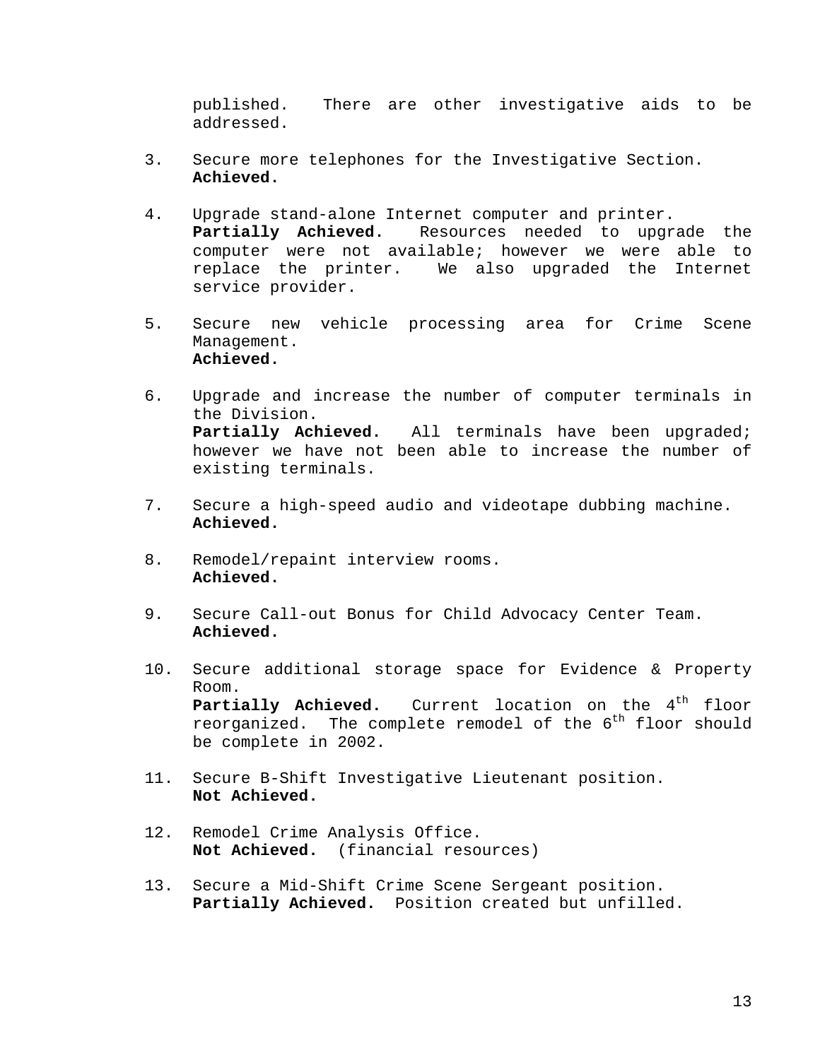published. There are other investigative aids to be addressed.

3. Secure more telephones for the Investigative Section.
   **Achieved.**

4. Upgrade stand-alone Internet computer and printer.
   **Partially Achieved.** Resources needed to upgrade the computer were not available; however we were able to replace the printer. We also upgraded the Internet service provider.

5. Secure new vehicle processing area for Crime Scene Management.
   **Achieved.**

6. Upgrade and increase the number of computer terminals in the Division.
   **Partially Achieved.** All terminals have been upgraded; however we have not been able to increase the number of existing terminals.

7. Secure a high-speed audio and videotape dubbing machine.
   **Achieved.**

8. Remodel/repaint interview rooms.
   **Achieved.**

9. Secure Call-out Bonus for Child Advocacy Center Team.
   **Achieved.**

10. Secure additional storage space for Evidence & Property Room.
    **Partially Achieved.** Current location on the 4th floor reorganized. The complete remodel of the 6th floor should be complete in 2002.

11. Secure B-Shift Investigative Lieutenant position.
    **Not Achieved.**

12. Remodel Crime Analysis Office.
    **Not Achieved.** (financial resources)

13. Secure a Mid-Shift Crime Scene Sergeant position.
    **Partially Achieved.** Position created but unfilled.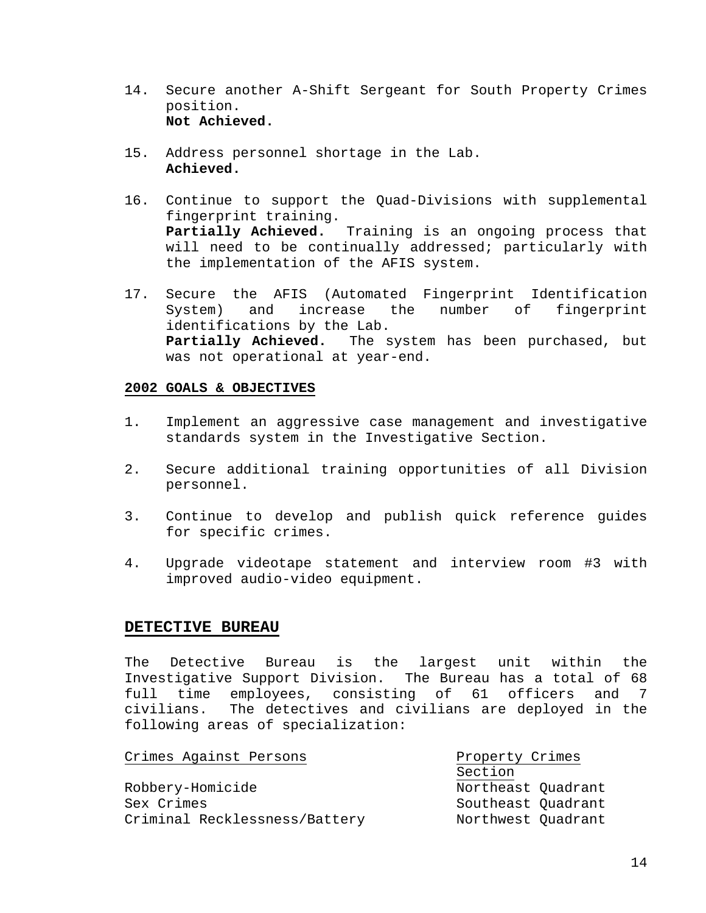14. Secure another A-Shift Sergeant for South Property Crimes position.
    **Not Achieved.**

15. Address personnel shortage in the Lab.
    **Achieved.**

16. Continue to support the Quad-Divisions with supplemental fingerprint training.
    **Partially Achieved.** Training is an ongoing process that will need to be continually addressed; particularly with the implementation of the AFIS system.

17. Secure the AFIS (Automated Fingerprint Identification System) and increase the number of fingerprint identifications by the Lab.
    **Partially Achieved.** The system has been purchased, but was not operational at year-end.

**2002 GOALS & OBJECTIVES**

1. Implement an aggressive case management and investigative standards system in the Investigative Section.

2. Secure additional training opportunities of all Division personnel.

3. Continue to develop and publish quick reference guides for specific crimes.

4. Upgrade videotape statement and interview room #3 with improved audio-video equipment.

## DETECTIVE BUREAU

The Detective Bureau is the largest unit within the Investigative Support Division. The Bureau has a total of 68 full time employees, consisting of 61 officers and 7 civilians. The detectives and civilians are deployed in the following areas of specialization:

| Crimes Against Persons | Property Crimes Section |
|---|---|
| Robbery-Homicide | Northeast Quadrant |
| Sex Crimes | Southeast Quadrant |
| Criminal Recklessness/Battery | Northwest Quadrant |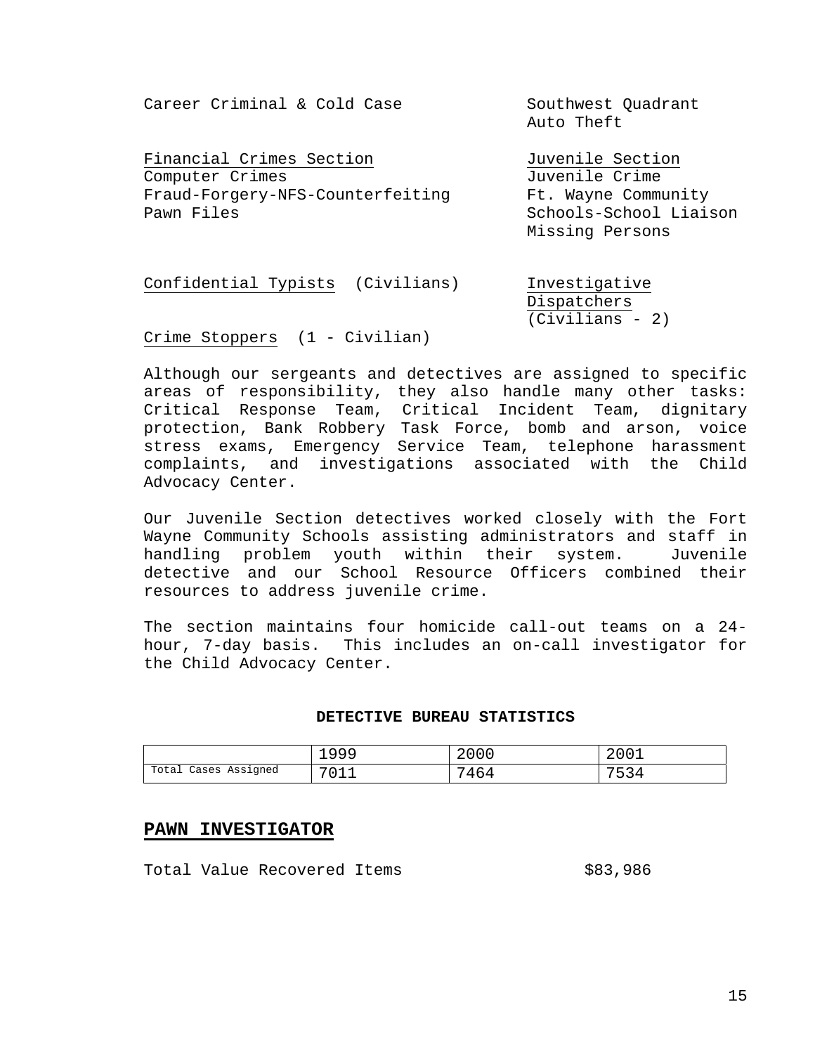Career Criminal & Cold Case

Southwest Quadrant
Auto Theft

Financial Crimes Section
Computer Crimes
Fraud-Forgery-NFS-Counterfeiting
Pawn Files

Juvenile Section
Juvenile Crime
Ft. Wayne Community Schools-School Liaison
Missing Persons

Confidential Typists (Civilians)

Investigative Dispatchers (Civilians - 2)

Crime Stoppers (1 - Civilian)

Although our sergeants and detectives are assigned to specific areas of responsibility, they also handle many other tasks: Critical Response Team, Critical Incident Team, dignitary protection, Bank Robbery Task Force, bomb and arson, voice stress exams, Emergency Service Team, telephone harassment complaints, and investigations associated with the Child Advocacy Center.

Our Juvenile Section detectives worked closely with the Fort Wayne Community Schools assisting administrators and staff in handling problem youth within their system. Juvenile detective and our School Resource Officers combined their resources to address juvenile crime.

The section maintains four homicide call-out teams on a 24-hour, 7-day basis. This includes an on-call investigator for the Child Advocacy Center.

**DETECTIVE BUREAU STATISTICS**

| | 1999 | 2000 | 2001 |
|---|---|---|---|
| Total Cases Assigned | 7011 | 7464 | 7534 |

## PAWN INVESTIGATOR

Total Value Recovered Items $83,986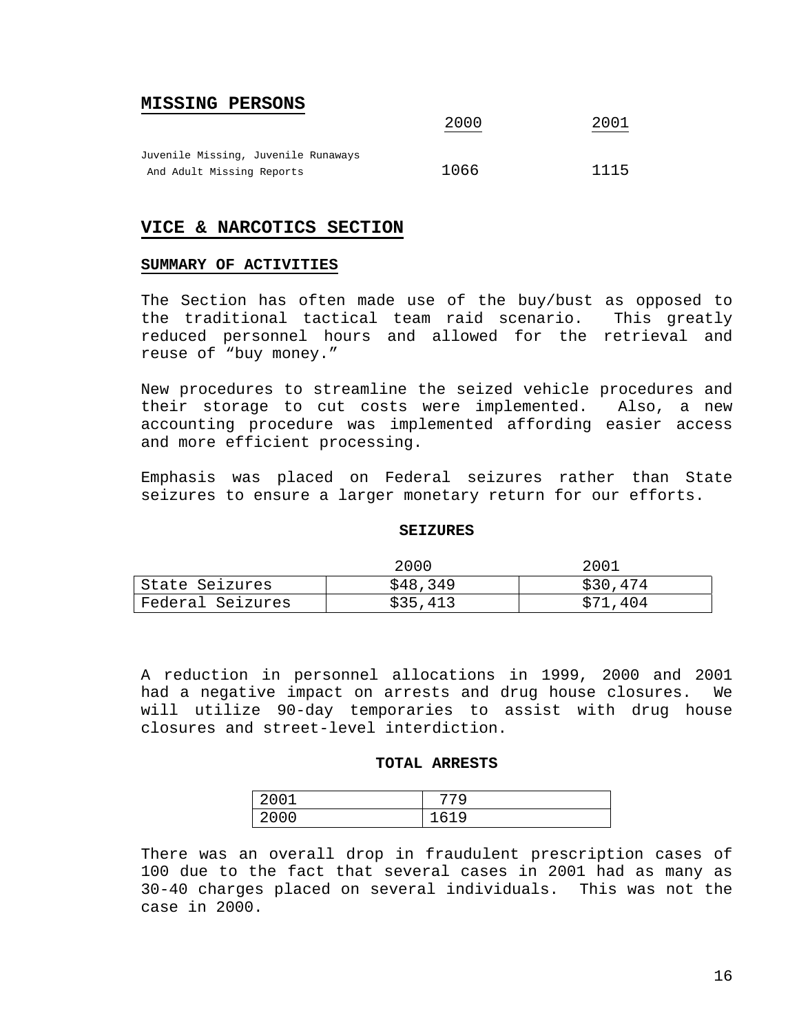## MISSING PERSONS

| | 2000 | 2001 |
|---|---|---|
| Juvenile Missing, Juvenile Runaways And Adult Missing Reports | 1066 | 1115 |

## VICE & NARCOTICS SECTION

### SUMMARY OF ACTIVITIES

The Section has often made use of the buy/bust as opposed to the traditional tactical team raid scenario. This greatly reduced personnel hours and allowed for the retrieval and reuse of "buy money."

New procedures to streamline the seized vehicle procedures and their storage to cut costs were implemented. Also, a new accounting procedure was implemented affording easier access and more efficient processing.

Emphasis was placed on Federal seizures rather than State seizures to ensure a larger monetary return for our efforts.

**SEIZURES**

| | 2000 | 2001 |
|---|---|---|
| State Seizures | $48,349 | $30,474 |
| Federal Seizures | $35,413 | $71,404 |

A reduction in personnel allocations in 1999, 2000 and 2001 had a negative impact on arrests and drug house closures. We will utilize 90-day temporaries to assist with drug house closures and street-level interdiction.

**TOTAL ARRESTS**

| | |
|---|---|
| 2001 | 779 |
| 2000 | 1619 |

There was an overall drop in fraudulent prescription cases of 100 due to the fact that several cases in 2001 had as many as 30-40 charges placed on several individuals. This was not the case in 2000.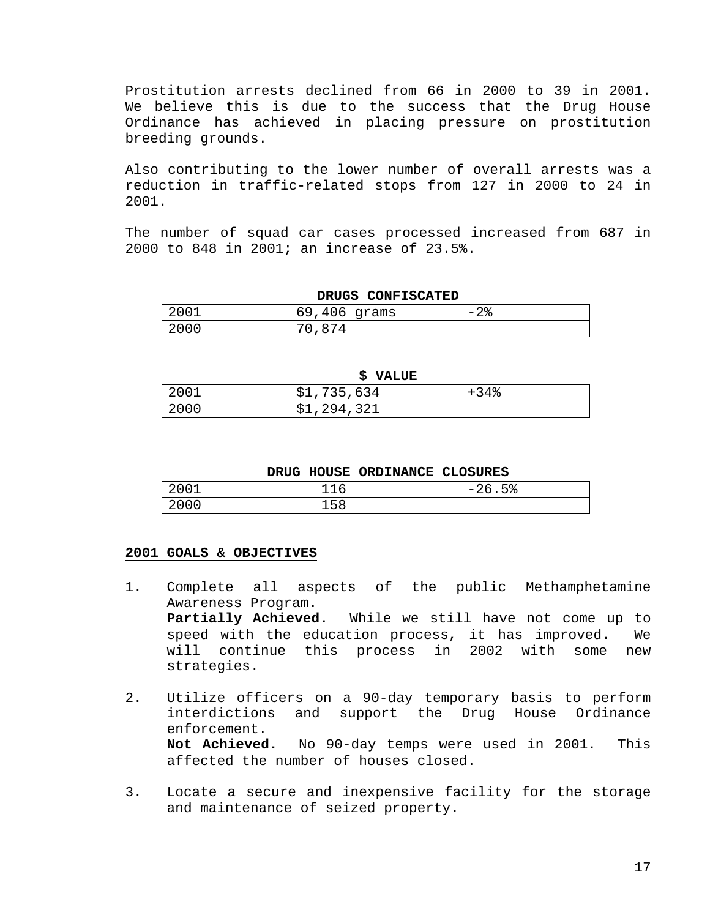Prostitution arrests declined from 66 in 2000 to 39 in 2001. We believe this is due to the success that the Drug House Ordinance has achieved in placing pressure on prostitution breeding grounds.

Also contributing to the lower number of overall arrests was a reduction in traffic-related stops from 127 in 2000 to 24 in 2001.

The number of squad car cases processed increased from 687 in 2000 to 848 in 2001; an increase of 23.5%.

**DRUGS CONFISCATED**

| | | |
|---|---|---|
| 2001 | 69,406 grams | -2% |
| 2000 | 70,874 | |

**$ VALUE**

| | | |
|---|---|---|
| 2001 | $1,735,634 | +34% |
| 2000 | $1,294,321 | |

**DRUG HOUSE ORDINANCE CLOSURES**

| | | |
|---|---|---|
| 2001 | 116 | -26.5% |
| 2000 | 158 | |

**2001 GOALS & OBJECTIVES**

1. Complete all aspects of the public Methamphetamine Awareness Program.
   **Partially Achieved.** While we still have not come up to speed with the education process, it has improved. We will continue this process in 2002 with some new strategies.

2. Utilize officers on a 90-day temporary basis to perform interdictions and support the Drug House Ordinance enforcement.
   **Not Achieved.** No 90-day temps were used in 2001. This affected the number of houses closed.

3. Locate a secure and inexpensive facility for the storage and maintenance of seized property.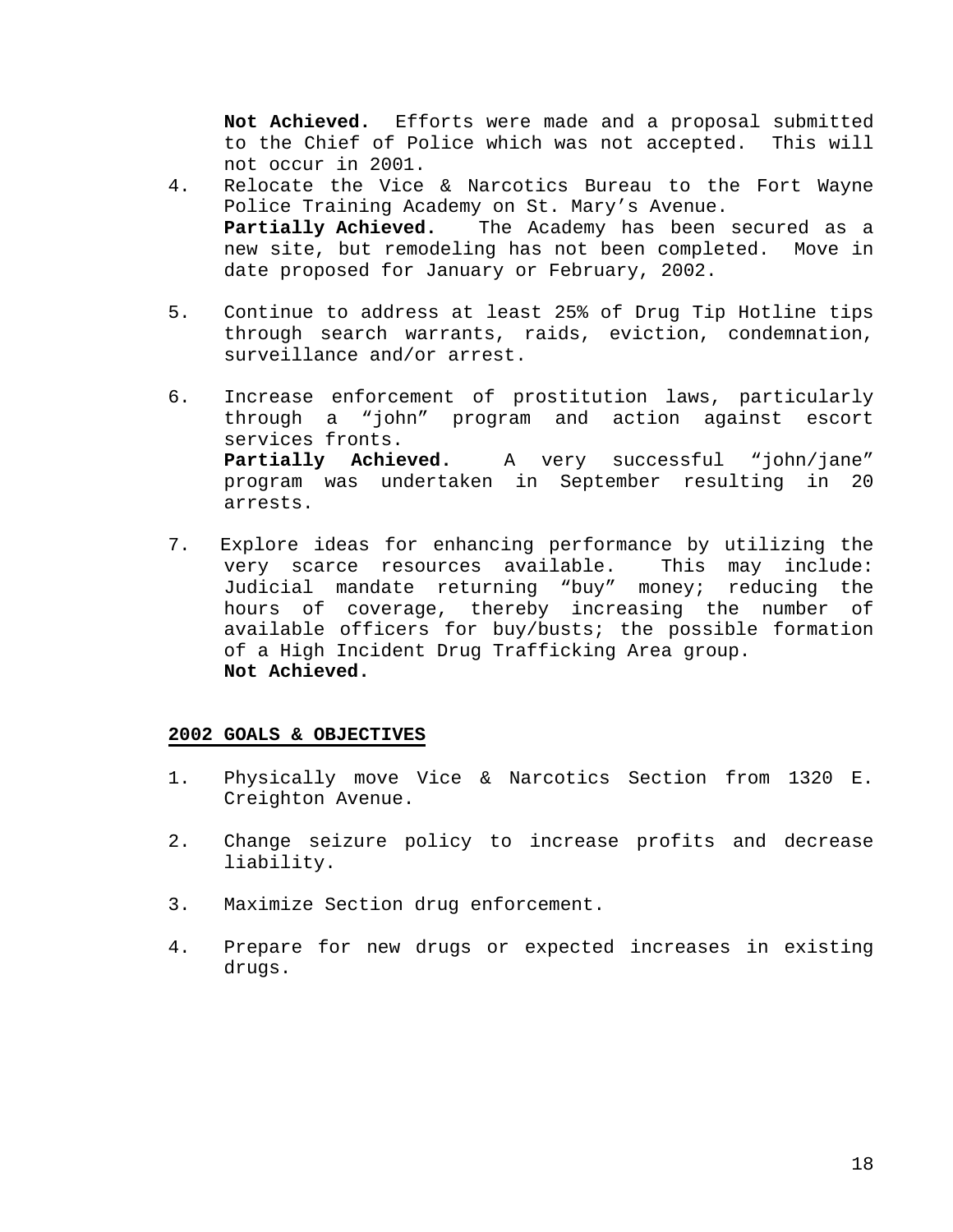**Not Achieved.** Efforts were made and a proposal submitted to the Chief of Police which was not accepted. This will not occur in 2001.

4. Relocate the Vice & Narcotics Bureau to the Fort Wayne Police Training Academy on St. Mary's Avenue.
   **Partially Achieved.** The Academy has been secured as a new site, but remodeling has not been completed. Move in date proposed for January or February, 2002.

5. Continue to address at least 25% of Drug Tip Hotline tips through search warrants, raids, eviction, condemnation, surveillance and/or arrest.

6. Increase enforcement of prostitution laws, particularly through a "john" program and action against escort services fronts.
   **Partially Achieved.** A very successful "john/jane" program was undertaken in September resulting in 20 arrests.

7. Explore ideas for enhancing performance by utilizing the very scarce resources available. This may include: Judicial mandate returning "buy" money; reducing the hours of coverage, thereby increasing the number of available officers for buy/busts; the possible formation of a High Incident Drug Trafficking Area group.
   **Not Achieved.**

## 2002 GOALS & OBJECTIVES

1. Physically move Vice & Narcotics Section from 1320 E. Creighton Avenue.

2. Change seizure policy to increase profits and decrease liability.

3. Maximize Section drug enforcement.

4. Prepare for new drugs or expected increases in existing drugs.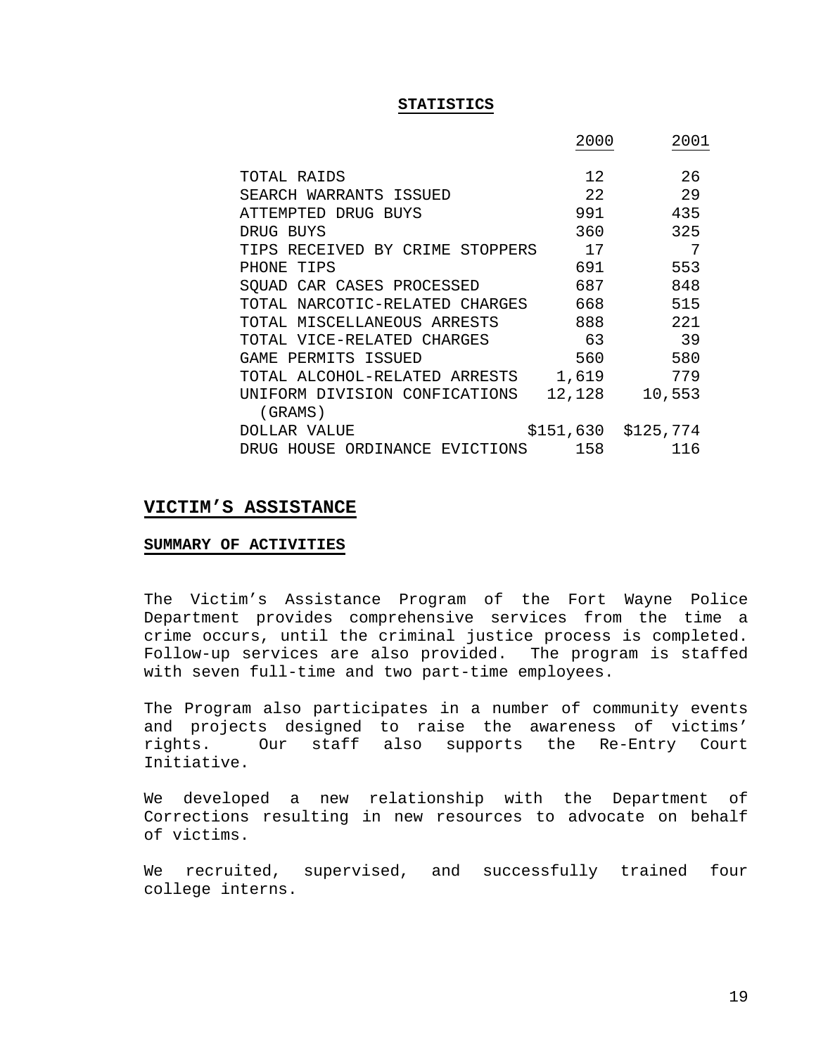**STATISTICS**

| | 2000 | 2001 |
|---|---|---|
| TOTAL RAIDS | 12 | 26 |
| SEARCH WARRANTS ISSUED | 22 | 29 |
| ATTEMPTED DRUG BUYS | 991 | 435 |
| DRUG BUYS | 360 | 325 |
| TIPS RECEIVED BY CRIME STOPPERS | 17 | 7 |
| PHONE TIPS | 691 | 553 |
| SQUAD CAR CASES PROCESSED | 687 | 848 |
| TOTAL NARCOTIC-RELATED CHARGES | 668 | 515 |
| TOTAL MISCELLANEOUS ARRESTS | 888 | 221 |
| TOTAL VICE-RELATED CHARGES | 63 | 39 |
| GAME PERMITS ISSUED | 560 | 580 |
| TOTAL ALCOHOL-RELATED ARRESTS | 1,619 | 779 |
| UNIFORM DIVISION CONFICATIONS (GRAMS) | 12,128 | 10,553 |
| DOLLAR VALUE | $151,630 | $125,774 |
| DRUG HOUSE ORDINANCE EVICTIONS | 158 | 116 |

## VICTIM'S ASSISTANCE

### SUMMARY OF ACTIVITIES

The Victim's Assistance Program of the Fort Wayne Police Department provides comprehensive services from the time a crime occurs, until the criminal justice process is completed. Follow-up services are also provided. The program is staffed with seven full-time and two part-time employees.

The Program also participates in a number of community events and projects designed to raise the awareness of victims' rights. Our staff also supports the Re-Entry Court Initiative.

We developed a new relationship with the Department of Corrections resulting in new resources to advocate on behalf of victims.

We recruited, supervised, and successfully trained four college interns.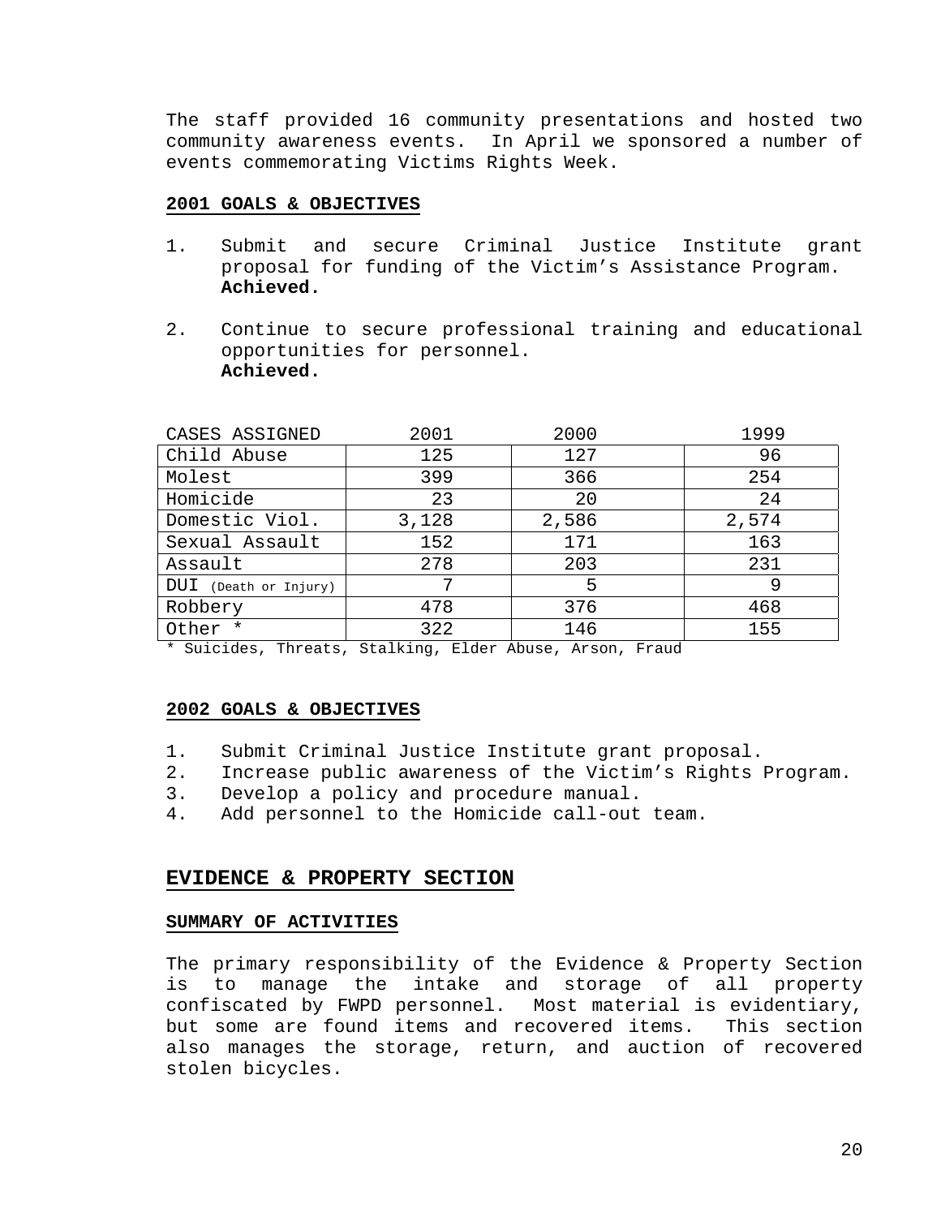The staff provided 16 community presentations and hosted two community awareness events. In April we sponsored a number of events commemorating Victims Rights Week.

**2001 GOALS & OBJECTIVES**

1. Submit and secure Criminal Justice Institute grant proposal for funding of the Victim's Assistance Program.
   **Achieved.**

2. Continue to secure professional training and educational opportunities for personnel.
   **Achieved.**

| CASES ASSIGNED | 2001 | 2000 | 1999 |
|---|---|---|---|
| Child Abuse | 125 | 127 | 96 |
| Molest | 399 | 366 | 254 |
| Homicide | 23 | 20 | 24 |
| Domestic Viol. | 3,128 | 2,586 | 2,574 |
| Sexual Assault | 152 | 171 | 163 |
| Assault | 278 | 203 | 231 |
| DUI (Death or Injury) | 7 | 5 | 9 |
| Robbery | 478 | 376 | 468 |
| Other * | 322 | 146 | 155 |

\* Suicides, Threats, Stalking, Elder Abuse, Arson, Fraud

**2002 GOALS & OBJECTIVES**

1. Submit Criminal Justice Institute grant proposal.
2. Increase public awareness of the Victim's Rights Program.
3. Develop a policy and procedure manual.
4. Add personnel to the Homicide call-out team.

## EVIDENCE & PROPERTY SECTION

**SUMMARY OF ACTIVITIES**

The primary responsibility of the Evidence & Property Section is to manage the intake and storage of all property confiscated by FWPD personnel. Most material is evidentiary, but some are found items and recovered items. This section also manages the storage, return, and auction of recovered stolen bicycles.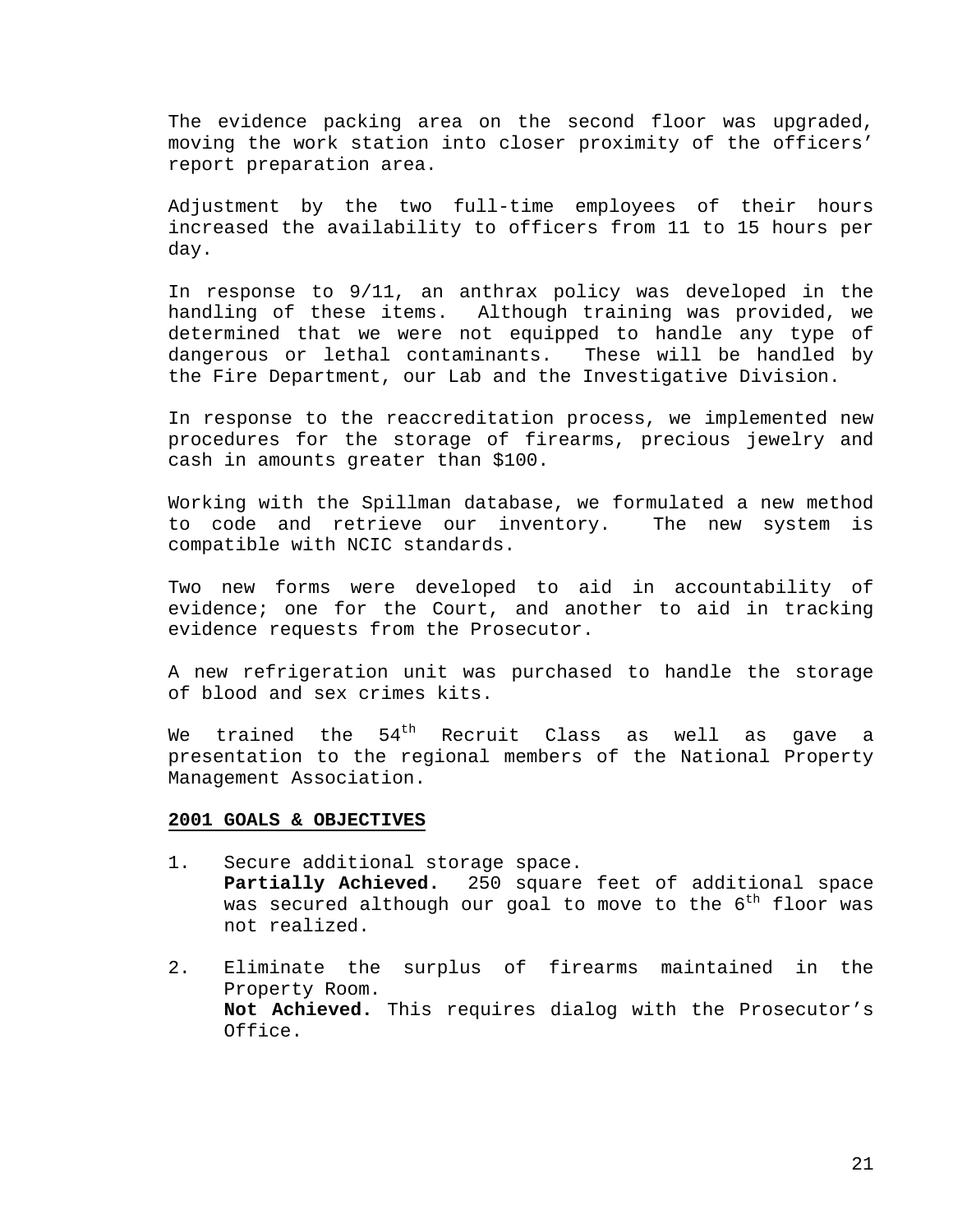The evidence packing area on the second floor was upgraded, moving the work station into closer proximity of the officers' report preparation area.

Adjustment by the two full-time employees of their hours increased the availability to officers from 11 to 15 hours per day.

In response to 9/11, an anthrax policy was developed in the handling of these items. Although training was provided, we determined that we were not equipped to handle any type of dangerous or lethal contaminants. These will be handled by the Fire Department, our Lab and the Investigative Division.

In response to the reaccreditation process, we implemented new procedures for the storage of firearms, precious jewelry and cash in amounts greater than $100.

Working with the Spillman database, we formulated a new method to code and retrieve our inventory. The new system is compatible with NCIC standards.

Two new forms were developed to aid in accountability of evidence; one for the Court, and another to aid in tracking evidence requests from the Prosecutor.

A new refrigeration unit was purchased to handle the storage of blood and sex crimes kits.

We trained the 54th Recruit Class as well as gave a presentation to the regional members of the National Property Management Association.

**2001 GOALS & OBJECTIVES**

1. Secure additional storage space.
   **Partially Achieved.** 250 square feet of additional space was secured although our goal to move to the 6th floor was not realized.

2. Eliminate the surplus of firearms maintained in the Property Room.
   **Not Achieved.** This requires dialog with the Prosecutor's Office.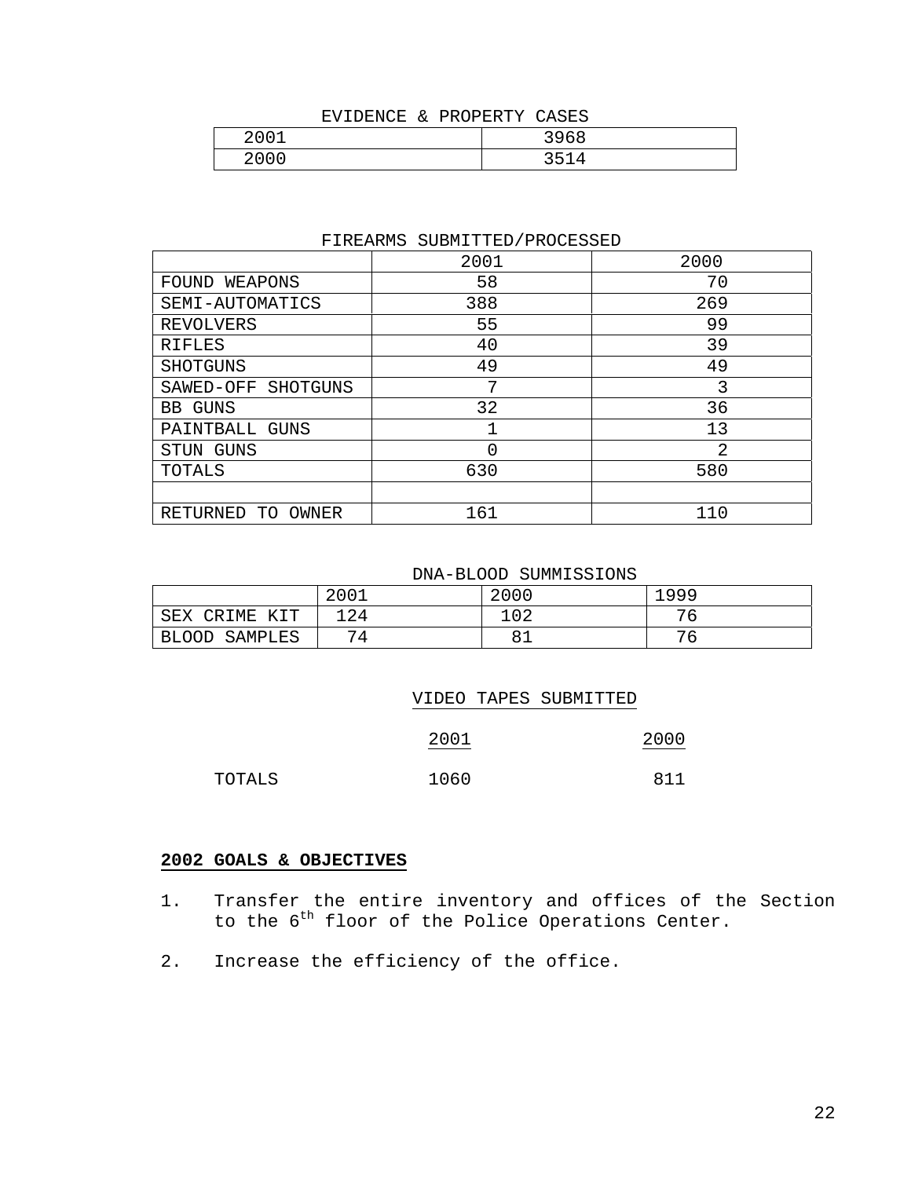EVIDENCE & PROPERTY CASES

| | |
|---|---|
| 2001 | 3968 |
| 2000 | 3514 |

FIREARMS SUBMITTED/PROCESSED

| | 2001 | 2000 |
|---|---|---|
| FOUND WEAPONS | 58 | 70 |
| SEMI-AUTOMATICS | 388 | 269 |
| REVOLVERS | 55 | 99 |
| RIFLES | 40 | 39 |
| SHOTGUNS | 49 | 49 |
| SAWED-OFF SHOTGUNS | 7 | 3 |
| BB GUNS | 32 | 36 |
| PAINTBALL GUNS | 1 | 13 |
| STUN GUNS | 0 | 2 |
| TOTALS | 630 | 580 |
| | | |
| RETURNED TO OWNER | 161 | 110 |

DNA-BLOOD SUMMISSIONS

| | 2001 | 2000 | 1999 |
|---|---|---|---|
| SEX CRIME KIT | 124 | 102 | 76 |
| BLOOD SAMPLES | 74 | 81 | 76 |

VIDEO TAPES SUBMITTED

| | 2001 | 2000 |
|---|---|---|
| TOTALS | 1060 | 811 |

## 2002 GOALS & OBJECTIVES

1. Transfer the entire inventory and offices of the Section to the 6th floor of the Police Operations Center.
2. Increase the efficiency of the office.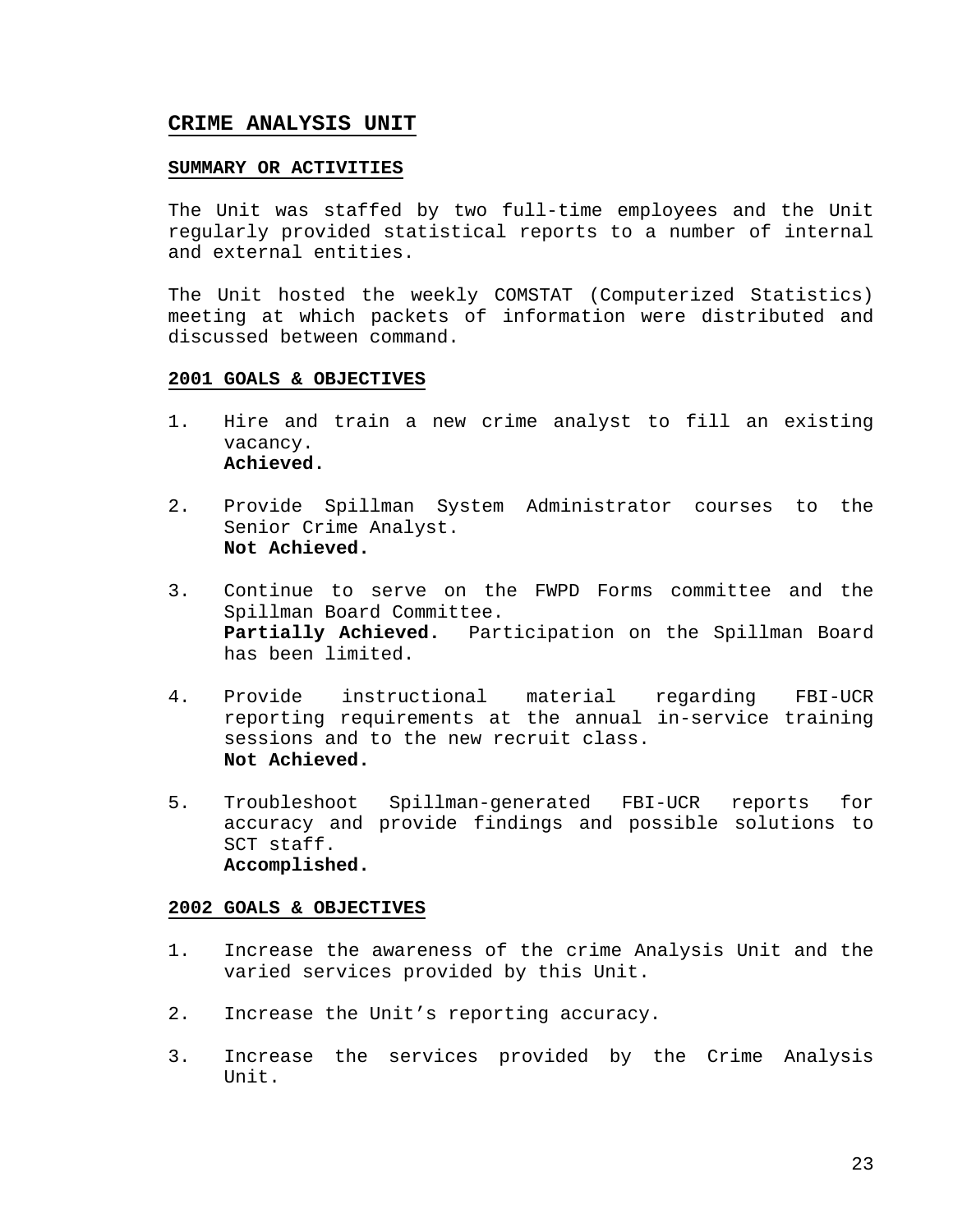## CRIME ANALYSIS UNIT

### SUMMARY OR ACTIVITIES

The Unit was staffed by two full-time employees and the Unit regularly provided statistical reports to a number of internal and external entities.

The Unit hosted the weekly COMSTAT (Computerized Statistics) meeting at which packets of information were distributed and discussed between command.

### 2001 GOALS & OBJECTIVES

1. Hire and train a new crime analyst to fill an existing vacancy.
   **Achieved.**

2. Provide Spillman System Administrator courses to the Senior Crime Analyst.
   **Not Achieved.**

3. Continue to serve on the FWPD Forms committee and the Spillman Board Committee.
   **Partially Achieved.** Participation on the Spillman Board has been limited.

4. Provide instructional material regarding FBI-UCR reporting requirements at the annual in-service training sessions and to the new recruit class.
   **Not Achieved.**

5. Troubleshoot Spillman-generated FBI-UCR reports for accuracy and provide findings and possible solutions to SCT staff.
   **Accomplished.**

### 2002 GOALS & OBJECTIVES

1. Increase the awareness of the crime Analysis Unit and the varied services provided by this Unit.

2. Increase the Unit's reporting accuracy.

3. Increase the services provided by the Crime Analysis Unit.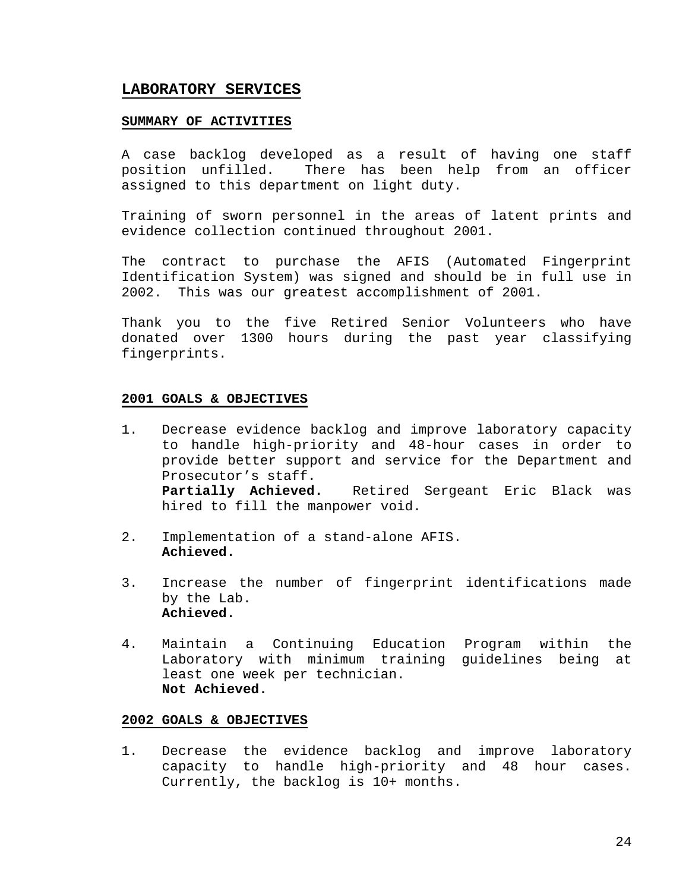## LABORATORY SERVICES

### SUMMARY OF ACTIVITIES

A case backlog developed as a result of having one staff position unfilled. There has been help from an officer assigned to this department on light duty.

Training of sworn personnel in the areas of latent prints and evidence collection continued throughout 2001.

The contract to purchase the AFIS (Automated Fingerprint Identification System) was signed and should be in full use in 2002. This was our greatest accomplishment of 2001.

Thank you to the five Retired Senior Volunteers who have donated over 1300 hours during the past year classifying fingerprints.

### 2001 GOALS & OBJECTIVES

1. Decrease evidence backlog and improve laboratory capacity to handle high-priority and 48-hour cases in order to provide better support and service for the Department and Prosecutor's staff.
   **Partially Achieved.** Retired Sergeant Eric Black was hired to fill the manpower void.

2. Implementation of a stand-alone AFIS.
   **Achieved.**

3. Increase the number of fingerprint identifications made by the Lab.
   **Achieved.**

4. Maintain a Continuing Education Program within the Laboratory with minimum training guidelines being at least one week per technician.
   **Not Achieved.**

### 2002 GOALS & OBJECTIVES

1. Decrease the evidence backlog and improve laboratory capacity to handle high-priority and 48 hour cases. Currently, the backlog is 10+ months.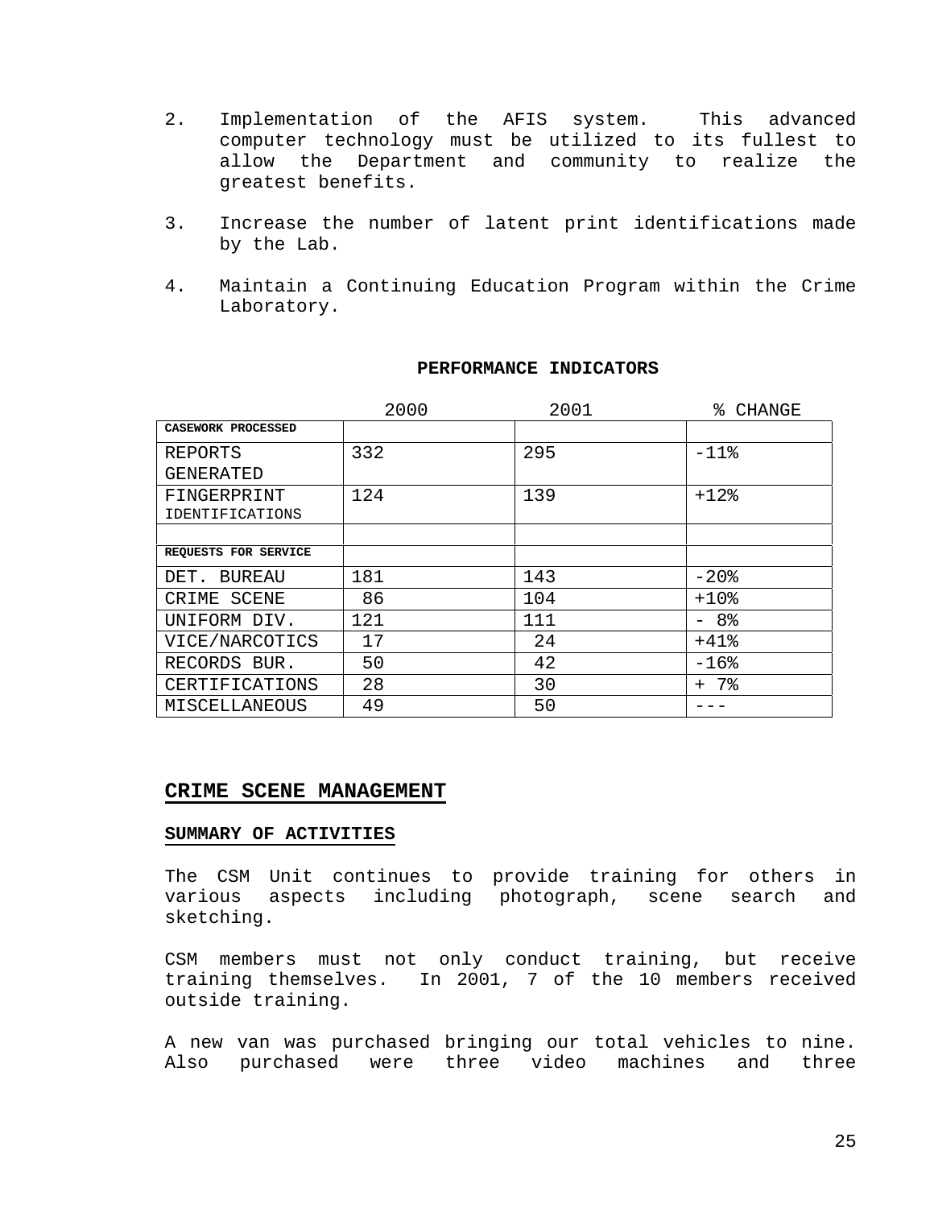2. Implementation of the AFIS system. This advanced computer technology must be utilized to its fullest to allow the Department and community to realize the greatest benefits.

3. Increase the number of latent print identifications made by the Lab.

4. Maintain a Continuing Education Program within the Crime Laboratory.

**PERFORMANCE INDICATORS**

| | 2000 | 2001 | % CHANGE |
|---|---|---|---|
| **CASEWORK PROCESSED** | | | |
| REPORTS GENERATED | 332 | 295 | -11% |
| FINGERPRINT IDENTIFICATIONS | 124 | 139 | +12% |
| | | | |
| **REQUESTS FOR SERVICE** | | | |
| DET. BUREAU | 181 | 143 | -20% |
| CRIME SCENE | 86 | 104 | +10% |
| UNIFORM DIV. | 121 | 111 | - 8% |
| VICE/NARCOTICS | 17 | 24 | +41% |
| RECORDS BUR. | 50 | 42 | -16% |
| CERTIFICATIONS | 28 | 30 | + 7% |
| MISCELLANEOUS | 49 | 50 | --- |

## CRIME SCENE MANAGEMENT

### SUMMARY OF ACTIVITIES

The CSM Unit continues to provide training for others in various aspects including photograph, scene search and sketching.

CSM members must not only conduct training, but receive training themselves. In 2001, 7 of the 10 members received outside training.

A new van was purchased bringing our total vehicles to nine. Also purchased were three video machines and three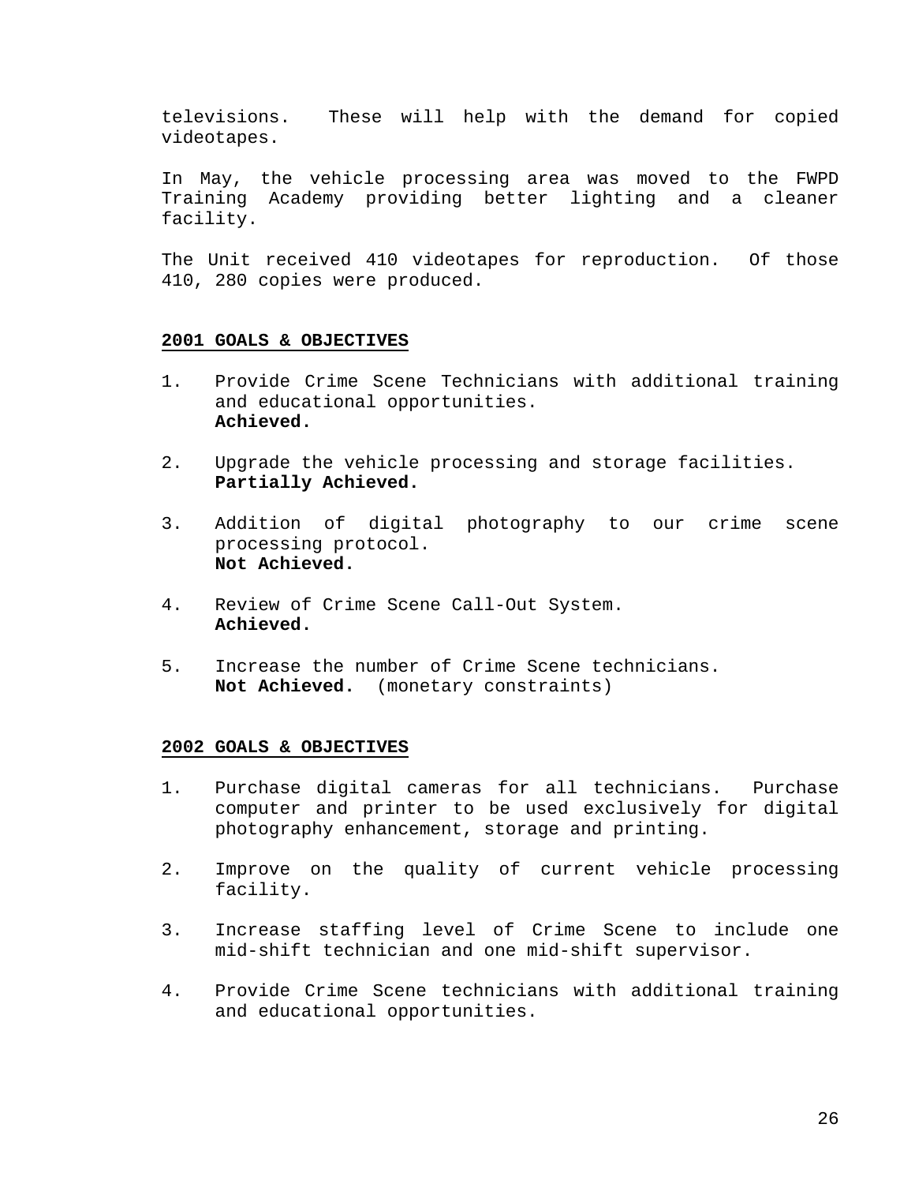televisions. These will help with the demand for copied videotapes.

In May, the vehicle processing area was moved to the FWPD Training Academy providing better lighting and a cleaner facility.

The Unit received 410 videotapes for reproduction. Of those 410, 280 copies were produced.

## 2001 GOALS & OBJECTIVES

1. Provide Crime Scene Technicians with additional training and educational opportunities.
   **Achieved.**

2. Upgrade the vehicle processing and storage facilities.
   **Partially Achieved.**

3. Addition of digital photography to our crime scene processing protocol.
   **Not Achieved.**

4. Review of Crime Scene Call-Out System.
   **Achieved.**

5. Increase the number of Crime Scene technicians.
   **Not Achieved.** (monetary constraints)

## 2002 GOALS & OBJECTIVES

1. Purchase digital cameras for all technicians. Purchase computer and printer to be used exclusively for digital photography enhancement, storage and printing.

2. Improve on the quality of current vehicle processing facility.

3. Increase staffing level of Crime Scene to include one mid-shift technician and one mid-shift supervisor.

4. Provide Crime Scene technicians with additional training and educational opportunities.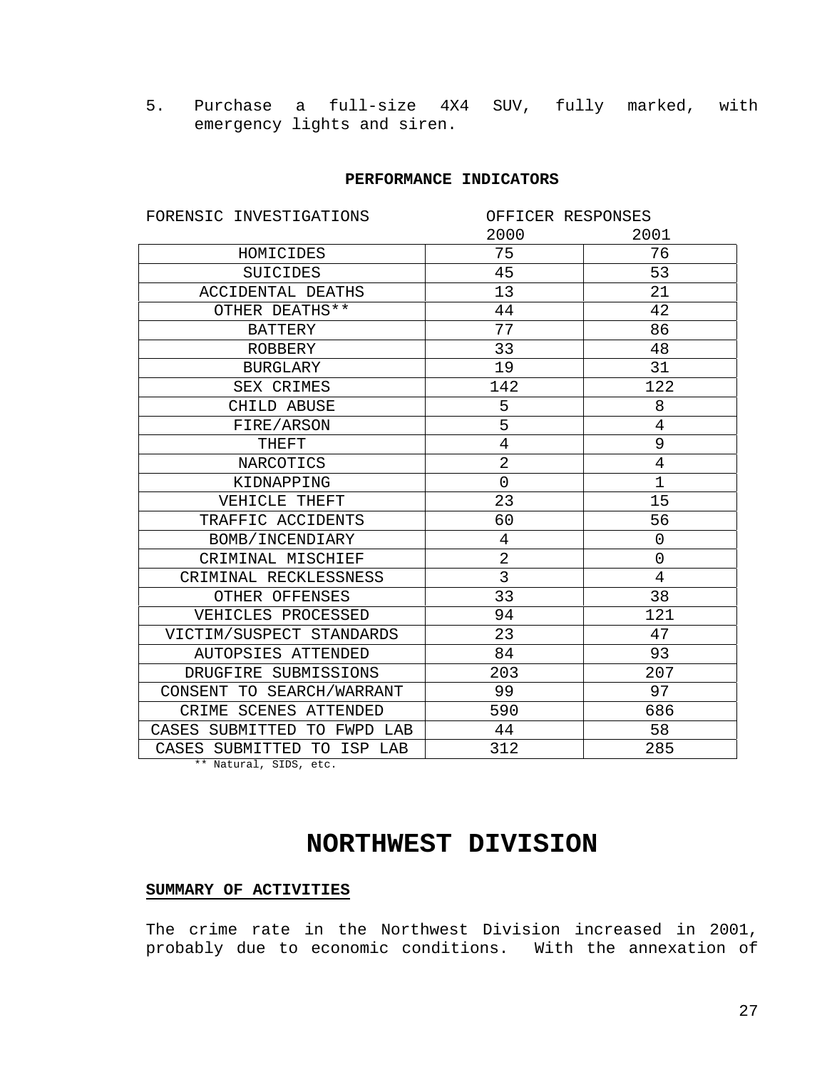5. Purchase a full-size 4X4 SUV, fully marked, with emergency lights and siren.

**PERFORMANCE INDICATORS**

| FORENSIC INVESTIGATIONS | OFFICER RESPONSES | |
|---|---|---|
| | 2000 | 2001 |
| HOMICIDES | 75 | 76 |
| SUICIDES | 45 | 53 |
| ACCIDENTAL DEATHS | 13 | 21 |
| OTHER DEATHS** | 44 | 42 |
| BATTERY | 77 | 86 |
| ROBBERY | 33 | 48 |
| BURGLARY | 19 | 31 |
| SEX CRIMES | 142 | 122 |
| CHILD ABUSE | 5 | 8 |
| FIRE/ARSON | 5 | 4 |
| THEFT | 4 | 9 |
| NARCOTICS | 2 | 4 |
| KIDNAPPING | 0 | 1 |
| VEHICLE THEFT | 23 | 15 |
| TRAFFIC ACCIDENTS | 60 | 56 |
| BOMB/INCENDIARY | 4 | 0 |
| CRIMINAL MISCHIEF | 2 | 0 |
| CRIMINAL RECKLESSNESS | 3 | 4 |
| OTHER OFFENSES | 33 | 38 |
| VEHICLES PROCESSED | 94 | 121 |
| VICTIM/SUSPECT STANDARDS | 23 | 47 |
| AUTOPSIES ATTENDED | 84 | 93 |
| DRUGFIRE SUBMISSIONS | 203 | 207 |
| CONSENT TO SEARCH/WARRANT | 99 | 97 |
| CRIME SCENES ATTENDED | 590 | 686 |
| CASES SUBMITTED TO FWPD LAB | 44 | 58 |
| CASES SUBMITTED TO ISP LAB | 312 | 285 |

** Natural, SIDS, etc.

# NORTHWEST DIVISION

**SUMMARY OF ACTIVITIES**

The crime rate in the Northwest Division increased in 2001, probably due to economic conditions. With the annexation of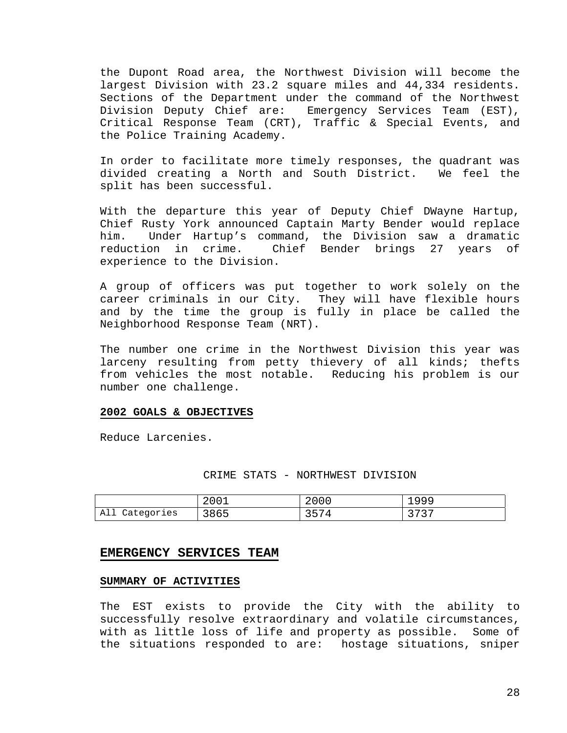the Dupont Road area, the Northwest Division will become the largest Division with 23.2 square miles and 44,334 residents. Sections of the Department under the command of the Northwest Division Deputy Chief are: Emergency Services Team (EST), Critical Response Team (CRT), Traffic & Special Events, and the Police Training Academy.

In order to facilitate more timely responses, the quadrant was divided creating a North and South District. We feel the split has been successful.

With the departure this year of Deputy Chief DWayne Hartup, Chief Rusty York announced Captain Marty Bender would replace him. Under Hartup's command, the Division saw a dramatic reduction in crime. Chief Bender brings 27 years of experience to the Division.

A group of officers was put together to work solely on the career criminals in our City. They will have flexible hours and by the time the group is fully in place be called the Neighborhood Response Team (NRT).

The number one crime in the Northwest Division this year was larceny resulting from petty thievery of all kinds; thefts from vehicles the most notable. Reducing his problem is our number one challenge.

**2002 GOALS & OBJECTIVES**

Reduce Larcenies.

CRIME STATS - NORTHWEST DIVISION

| | 2001 | 2000 | 1999 |
|---|---|---|---|
| All Categories | 3865 | 3574 | 3737 |

## EMERGENCY SERVICES TEAM

**SUMMARY OF ACTIVITIES**

The EST exists to provide the City with the ability to successfully resolve extraordinary and volatile circumstances, with as little loss of life and property as possible. Some of the situations responded to are: hostage situations, sniper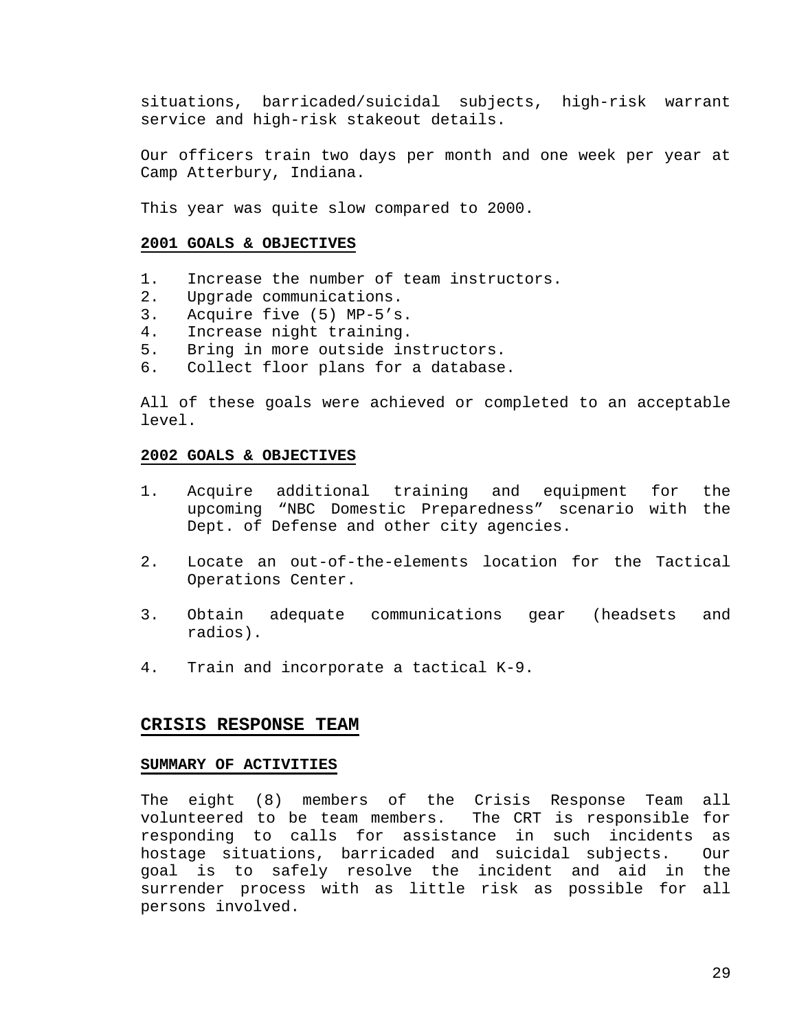situations, barricaded/suicidal subjects, high-risk warrant service and high-risk stakeout details.

Our officers train two days per month and one week per year at Camp Atterbury, Indiana.

This year was quite slow compared to 2000.

**2001 GOALS & OBJECTIVES**

1. Increase the number of team instructors.
2. Upgrade communications.
3. Acquire five (5) MP-5's.
4. Increase night training.
5. Bring in more outside instructors.
6. Collect floor plans for a database.

All of these goals were achieved or completed to an acceptable level.

**2002 GOALS & OBJECTIVES**

1. Acquire additional training and equipment for the upcoming "NBC Domestic Preparedness" scenario with the Dept. of Defense and other city agencies.

2. Locate an out-of-the-elements location for the Tactical Operations Center.

3. Obtain adequate communications gear (headsets and radios).

4. Train and incorporate a tactical K-9.

## CRISIS RESPONSE TEAM

**SUMMARY OF ACTIVITIES**

The eight (8) members of the Crisis Response Team all volunteered to be team members. The CRT is responsible for responding to calls for assistance in such incidents as hostage situations, barricaded and suicidal subjects. Our goal is to safely resolve the incident and aid in the surrender process with as little risk as possible for all persons involved.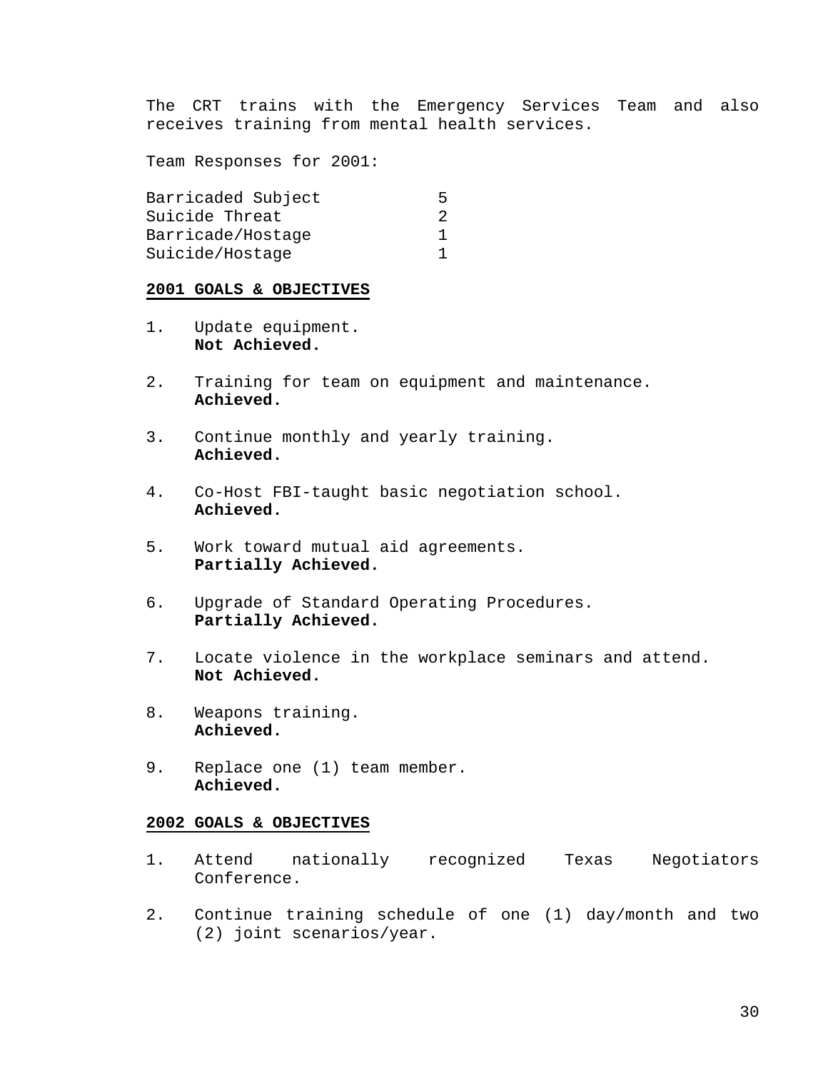The CRT trains with the Emergency Services Team and also receives training from mental health services.

Team Responses for 2001:

| | |
|---|---|
| Barricaded Subject | 5 |
| Suicide Threat | 2 |
| Barricade/Hostage | 1 |
| Suicide/Hostage | 1 |

**2001 GOALS & OBJECTIVES**

1. Update equipment.
   **Not Achieved.**

2. Training for team on equipment and maintenance.
   **Achieved.**

3. Continue monthly and yearly training.
   **Achieved.**

4. Co-Host FBI-taught basic negotiation school.
   **Achieved.**

5. Work toward mutual aid agreements.
   **Partially Achieved.**

6. Upgrade of Standard Operating Procedures.
   **Partially Achieved.**

7. Locate violence in the workplace seminars and attend.
   **Not Achieved.**

8. Weapons training.
   **Achieved.**

9. Replace one (1) team member.
   **Achieved.**

**2002 GOALS & OBJECTIVES**

1. Attend nationally recognized Texas Negotiators Conference.

2. Continue training schedule of one (1) day/month and two (2) joint scenarios/year.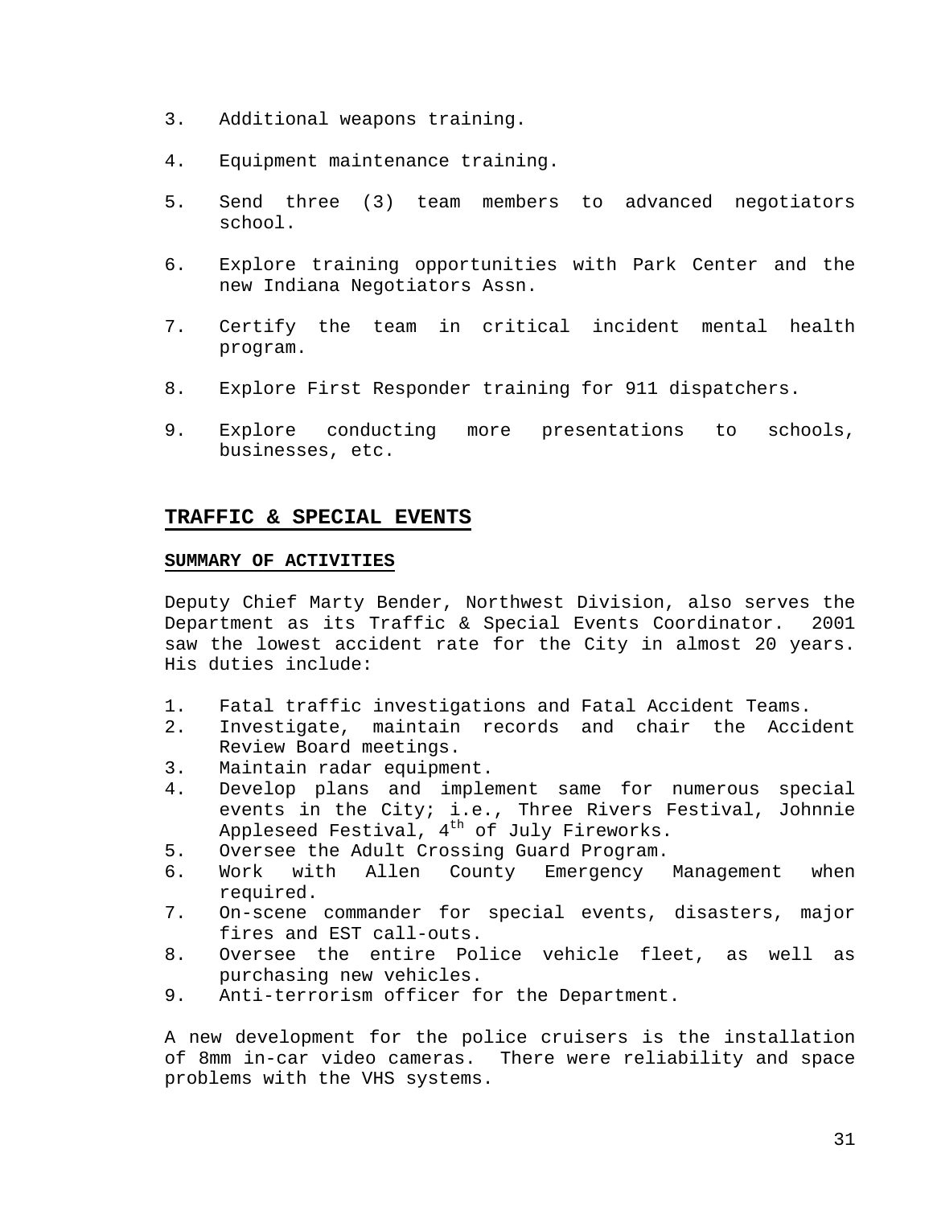3. Additional weapons training.

4. Equipment maintenance training.

5. Send three (3) team members to advanced negotiators school.

6. Explore training opportunities with Park Center and the new Indiana Negotiators Assn.

7. Certify the team in critical incident mental health program.

8. Explore First Responder training for 911 dispatchers.

9. Explore conducting more presentations to schools, businesses, etc.

## TRAFFIC & SPECIAL EVENTS

### SUMMARY OF ACTIVITIES

Deputy Chief Marty Bender, Northwest Division, also serves the Department as its Traffic & Special Events Coordinator. 2001 saw the lowest accident rate for the City in almost 20 years. His duties include:

1. Fatal traffic investigations and Fatal Accident Teams.
2. Investigate, maintain records and chair the Accident Review Board meetings.
3. Maintain radar equipment.
4. Develop plans and implement same for numerous special events in the City; i.e., Three Rivers Festival, Johnnie Appleseed Festival, 4th of July Fireworks.
5. Oversee the Adult Crossing Guard Program.
6. Work with Allen County Emergency Management when required.
7. On-scene commander for special events, disasters, major fires and EST call-outs.
8. Oversee the entire Police vehicle fleet, as well as purchasing new vehicles.
9. Anti-terrorism officer for the Department.

A new development for the police cruisers is the installation of 8mm in-car video cameras. There were reliability and space problems with the VHS systems.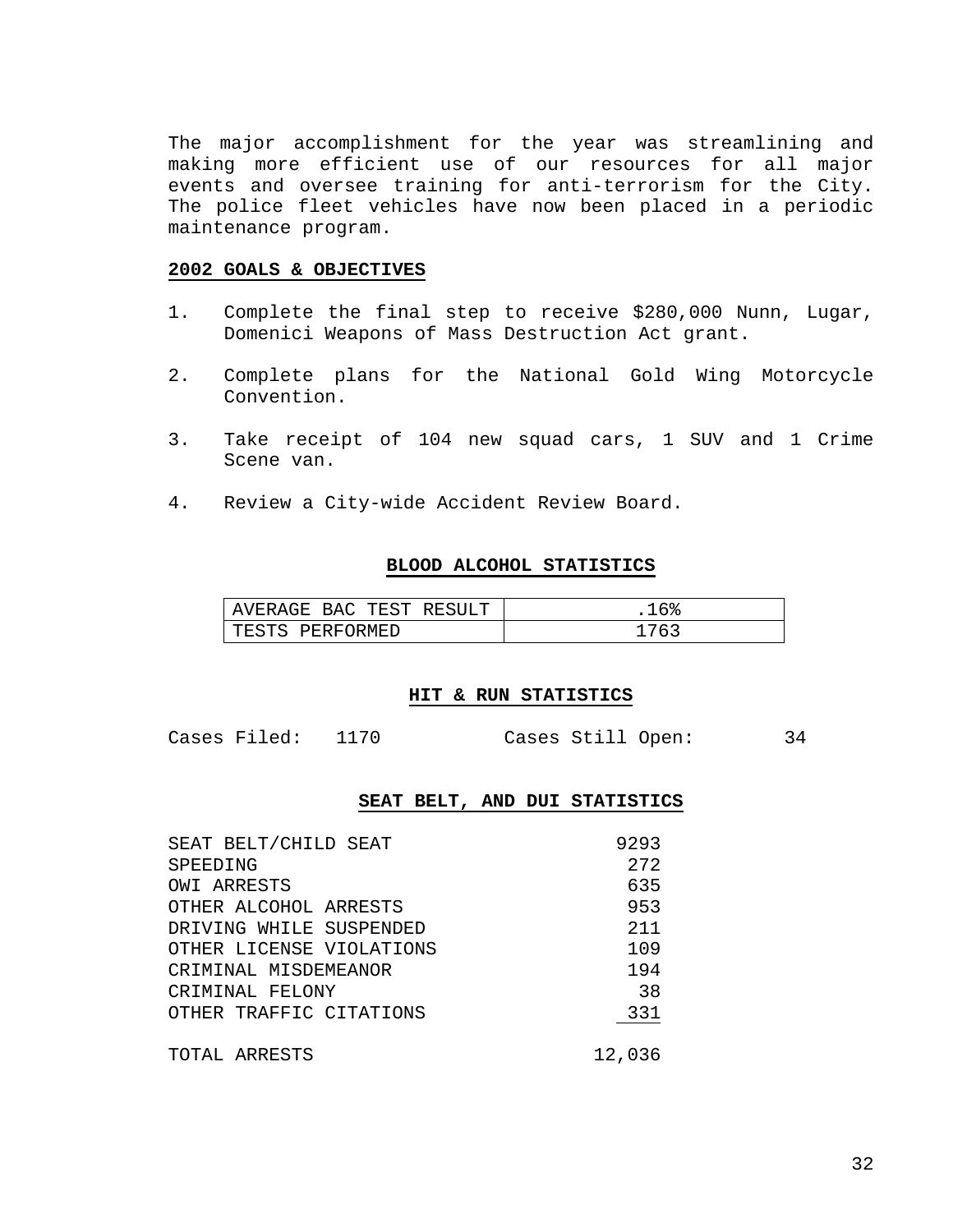The major accomplishment for the year was streamlining and making more efficient use of our resources for all major events and oversee training for anti-terrorism for the City. The police fleet vehicles have now been placed in a periodic maintenance program.

**2002 GOALS & OBJECTIVES**

1. Complete the final step to receive $280,000 Nunn, Lugar, Domenici Weapons of Mass Destruction Act grant.

2. Complete plans for the National Gold Wing Motorcycle Convention.

3. Take receipt of 104 new squad cars, 1 SUV and 1 Crime Scene van.

4. Review a City-wide Accident Review Board.

**BLOOD ALCOHOL STATISTICS**

| | |
|---|---|
| AVERAGE BAC TEST RESULT | .16% |
| TESTS PERFORMED | 1763 |

**HIT & RUN STATISTICS**

Cases Filed: 1170 Cases Still Open: 34

**SEAT BELT, AND DUI STATISTICS**

| | |
|---|---|
| SEAT BELT/CHILD SEAT | 9293 |
| SPEEDING | 272 |
| OWI ARRESTS | 635 |
| OTHER ALCOHOL ARRESTS | 953 |
| DRIVING WHILE SUSPENDED | 211 |
| OTHER LICENSE VIOLATIONS | 109 |
| CRIMINAL MISDEMEANOR | 194 |
| CRIMINAL FELONY | 38 |
| OTHER TRAFFIC CITATIONS | 331 |
| TOTAL ARRESTS | 12,036 |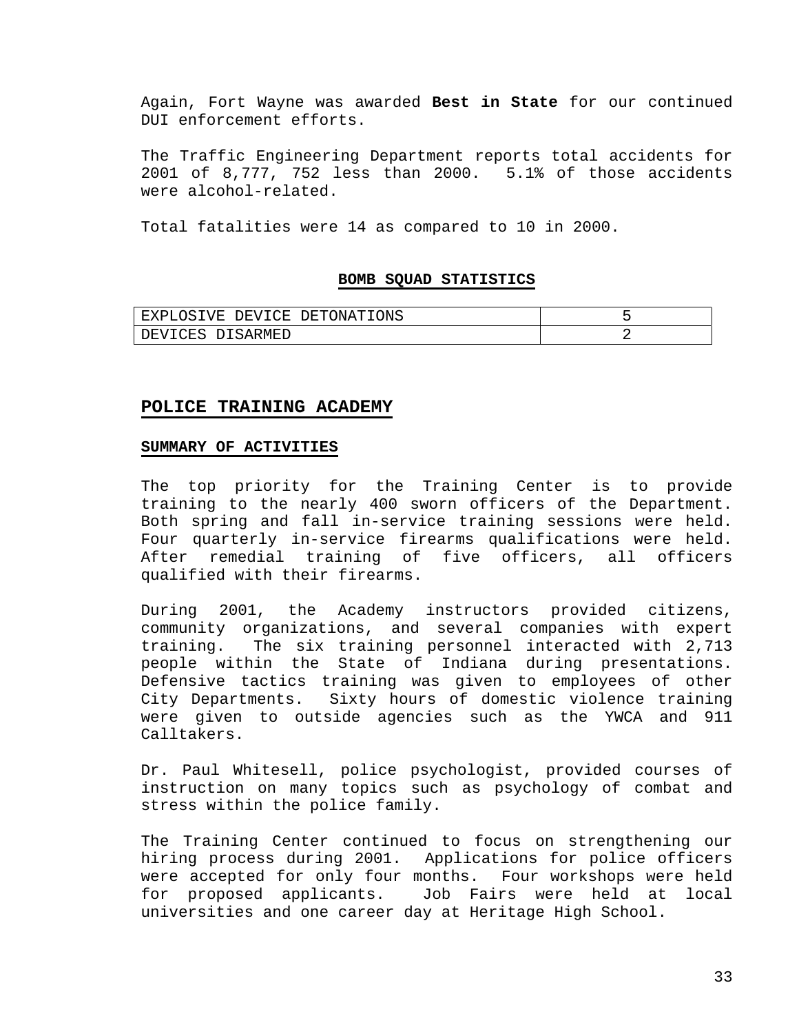Again, Fort Wayne was awarded **Best in State** for our continued DUI enforcement efforts.

The Traffic Engineering Department reports total accidents for 2001 of 8,777, 752 less than 2000. 5.1% of those accidents were alcohol-related.

Total fatalities were 14 as compared to 10 in 2000.

### BOMB SQUAD STATISTICS

| | |
|---|---|
| EXPLOSIVE DEVICE DETONATIONS | 5 |
| DEVICES DISARMED | 2 |

## POLICE TRAINING ACADEMY

### SUMMARY OF ACTIVITIES

The top priority for the Training Center is to provide training to the nearly 400 sworn officers of the Department. Both spring and fall in-service training sessions were held. Four quarterly in-service firearms qualifications were held. After remedial training of five officers, all officers qualified with their firearms.

During 2001, the Academy instructors provided citizens, community organizations, and several companies with expert training. The six training personnel interacted with 2,713 people within the State of Indiana during presentations. Defensive tactics training was given to employees of other City Departments. Sixty hours of domestic violence training were given to outside agencies such as the YWCA and 911 Calltakers.

Dr. Paul Whitesell, police psychologist, provided courses of instruction on many topics such as psychology of combat and stress within the police family.

The Training Center continued to focus on strengthening our hiring process during 2001. Applications for police officers were accepted for only four months. Four workshops were held for proposed applicants. Job Fairs were held at local universities and one career day at Heritage High School.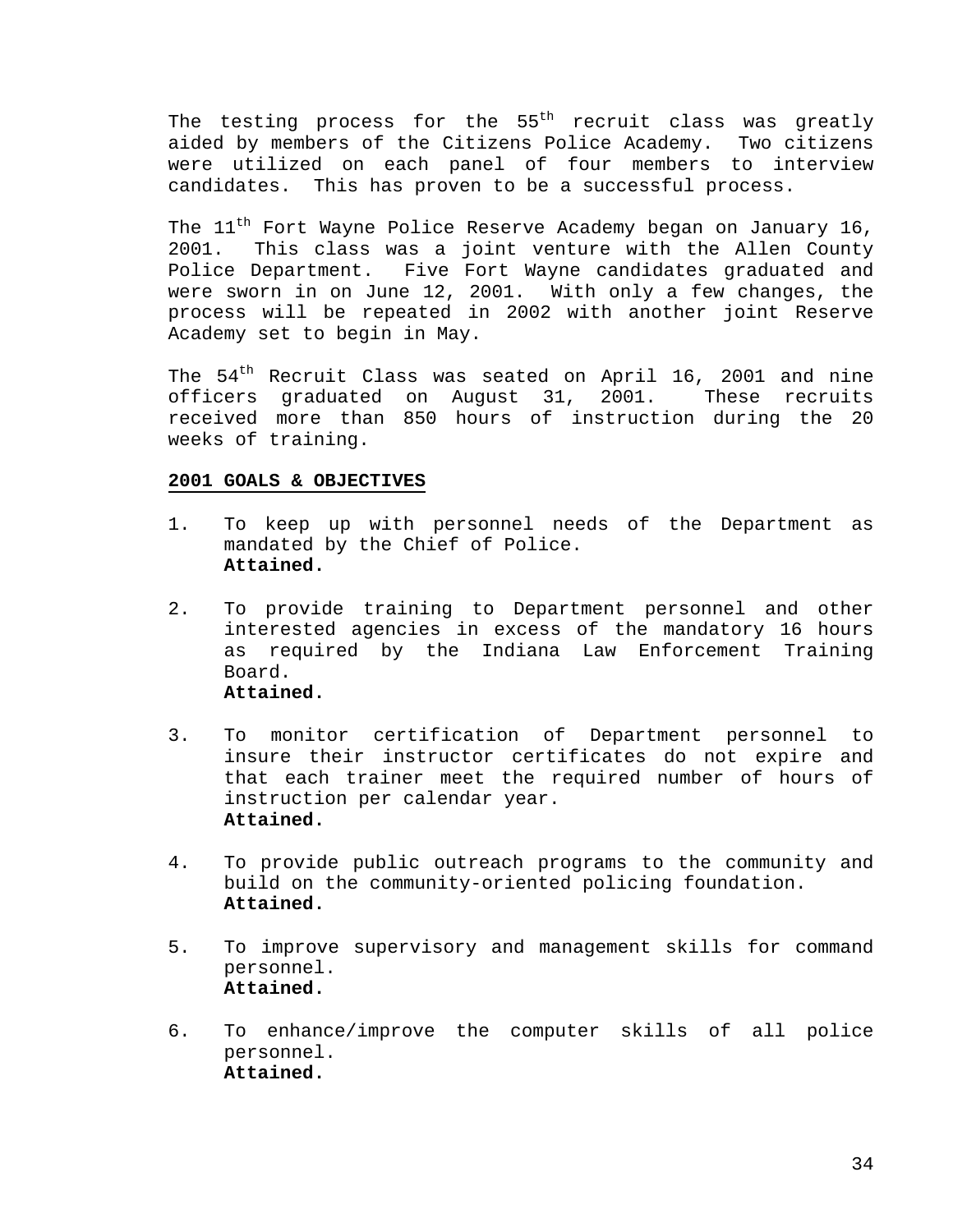The testing process for the 55th recruit class was greatly aided by members of the Citizens Police Academy. Two citizens were utilized on each panel of four members to interview candidates. This has proven to be a successful process.

The 11th Fort Wayne Police Reserve Academy began on January 16, 2001. This class was a joint venture with the Allen County Police Department. Five Fort Wayne candidates graduated and were sworn in on June 12, 2001. With only a few changes, the process will be repeated in 2002 with another joint Reserve Academy set to begin in May.

The 54th Recruit Class was seated on April 16, 2001 and nine officers graduated on August 31, 2001. These recruits received more than 850 hours of instruction during the 20 weeks of training.

**2001 GOALS & OBJECTIVES**

1. To keep up with personnel needs of the Department as mandated by the Chief of Police.
   **Attained.**

2. To provide training to Department personnel and other interested agencies in excess of the mandatory 16 hours as required by the Indiana Law Enforcement Training Board.
   **Attained.**

3. To monitor certification of Department personnel to insure their instructor certificates do not expire and that each trainer meet the required number of hours of instruction per calendar year.
   **Attained.**

4. To provide public outreach programs to the community and build on the community-oriented policing foundation.
   **Attained.**

5. To improve supervisory and management skills for command personnel.
   **Attained.**

6. To enhance/improve the computer skills of all police personnel.
   **Attained.**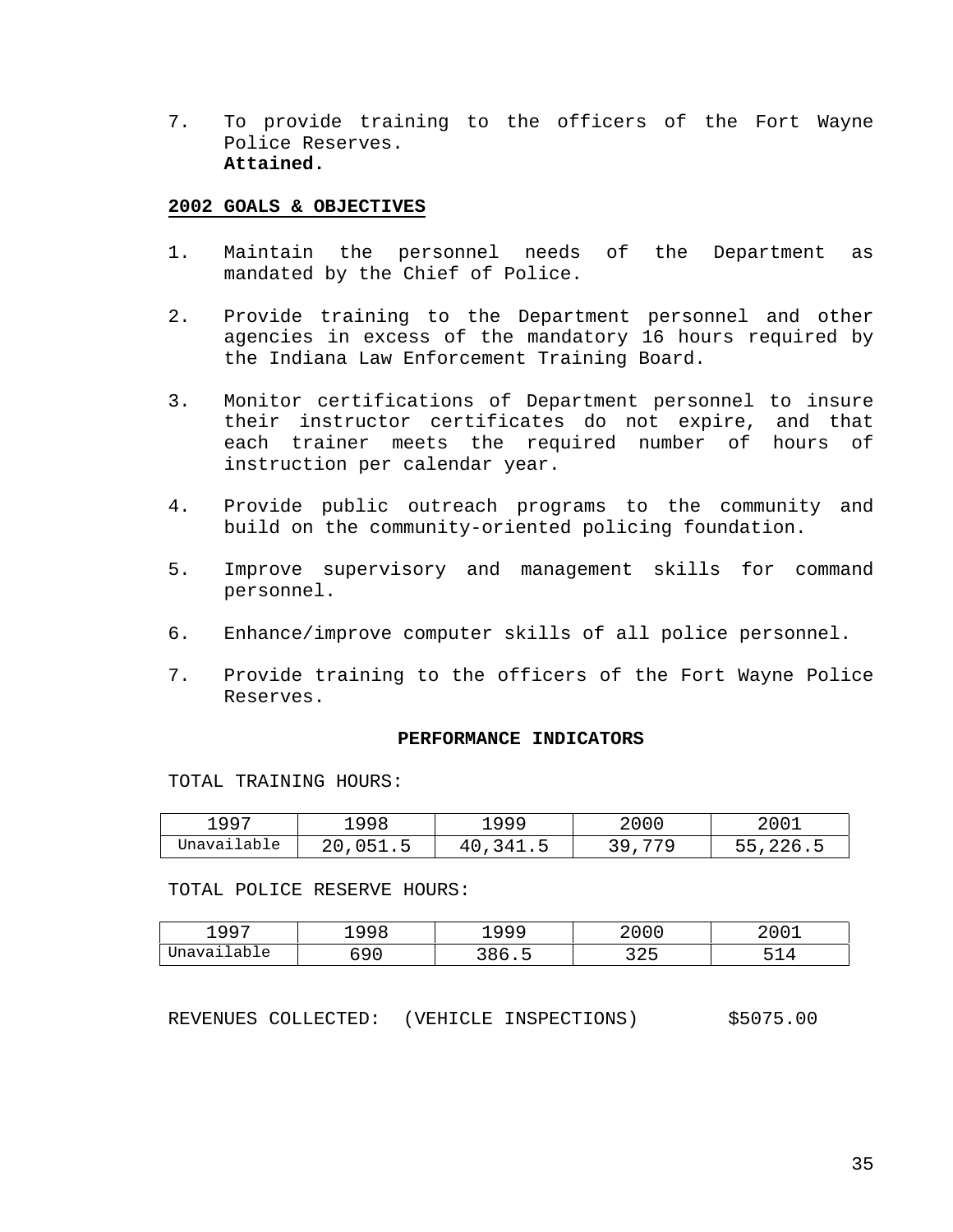7. To provide training to the officers of the Fort Wayne Police Reserves.
   **Attained.**

## 2002 GOALS & OBJECTIVES

1. Maintain the personnel needs of the Department as mandated by the Chief of Police.

2. Provide training to the Department personnel and other agencies in excess of the mandatory 16 hours required by the Indiana Law Enforcement Training Board.

3. Monitor certifications of Department personnel to insure their instructor certificates do not expire, and that each trainer meets the required number of hours of instruction per calendar year.

4. Provide public outreach programs to the community and build on the community-oriented policing foundation.

5. Improve supervisory and management skills for command personnel.

6. Enhance/improve computer skills of all police personnel.

7. Provide training to the officers of the Fort Wayne Police Reserves.

### PERFORMANCE INDICATORS

TOTAL TRAINING HOURS:

| 1997 | 1998 | 1999 | 2000 | 2001 |
|---|---|---|---|---|
| Unavailable | 20,051.5 | 40,341.5 | 39,779 | 55,226.5 |

TOTAL POLICE RESERVE HOURS:

| 1997 | 1998 | 1999 | 2000 | 2001 |
|---|---|---|---|---|
| Unavailable | 690 | 386.5 | 325 | 514 |

REVENUES COLLECTED: (VEHICLE INSPECTIONS) $5075.00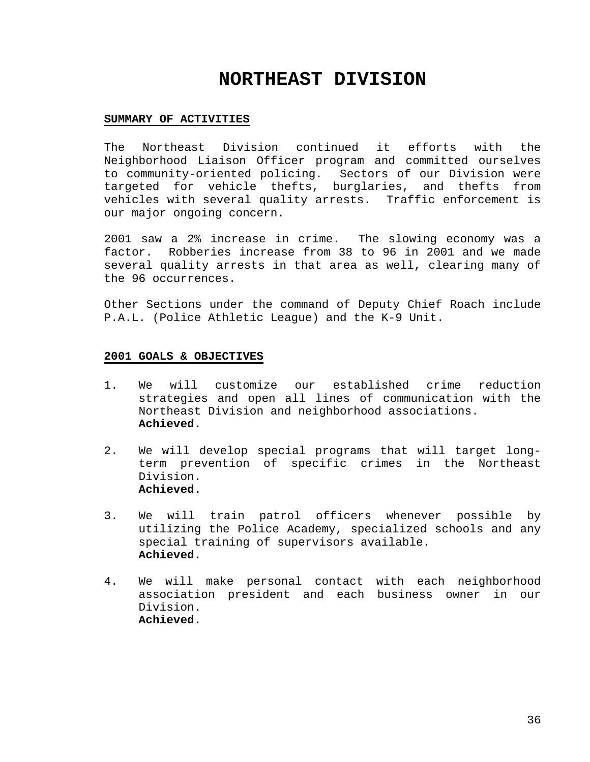# NORTHEAST DIVISION

**SUMMARY OF ACTIVITIES**

The Northeast Division continued it efforts with the Neighborhood Liaison Officer program and committed ourselves to community-oriented policing. Sectors of our Division were targeted for vehicle thefts, burglaries, and thefts from vehicles with several quality arrests. Traffic enforcement is our major ongoing concern.

2001 saw a 2% increase in crime. The slowing economy was a factor. Robberies increase from 38 to 96 in 2001 and we made several quality arrests in that area as well, clearing many of the 96 occurrences.

Other Sections under the command of Deputy Chief Roach include P.A.L. (Police Athletic League) and the K-9 Unit.

**2001 GOALS & OBJECTIVES**

1. We will customize our established crime reduction strategies and open all lines of communication with the Northeast Division and neighborhood associations.
   **Achieved.**

2. We will develop special programs that will target long-term prevention of specific crimes in the Northeast Division.
   **Achieved.**

3. We will train patrol officers whenever possible by utilizing the Police Academy, specialized schools and any special training of supervisors available.
   **Achieved.**

4. We will make personal contact with each neighborhood association president and each business owner in our Division.
   **Achieved.**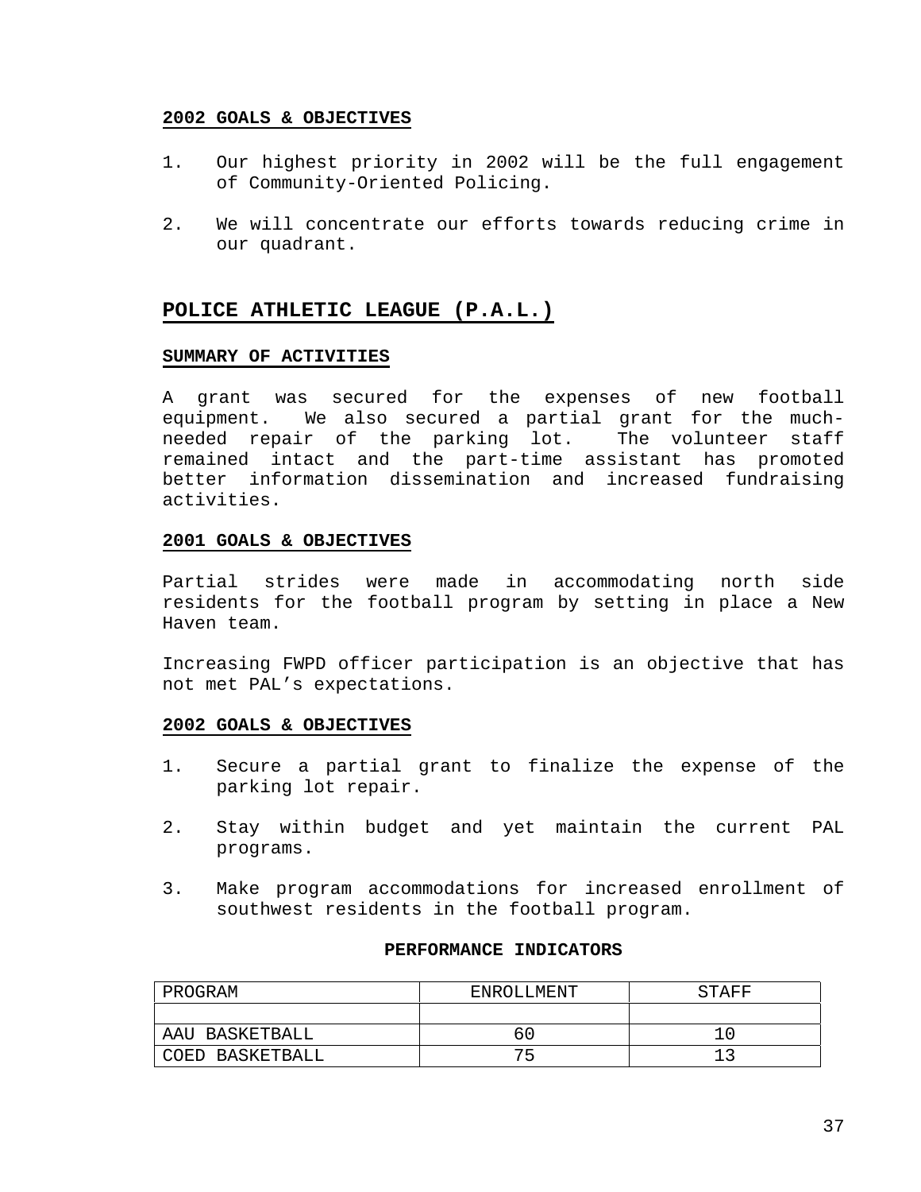**2002 GOALS & OBJECTIVES**

1. Our highest priority in 2002 will be the full engagement of Community-Oriented Policing.

2. We will concentrate our efforts towards reducing crime in our quadrant.

## POLICE ATHLETIC LEAGUE (P.A.L.)

**SUMMARY OF ACTIVITIES**

A grant was secured for the expenses of new football equipment. We also secured a partial grant for the much-needed repair of the parking lot. The volunteer staff remained intact and the part-time assistant has promoted better information dissemination and increased fundraising activities.

**2001 GOALS & OBJECTIVES**

Partial strides were made in accommodating north side residents for the football program by setting in place a New Haven team.

Increasing FWPD officer participation is an objective that has not met PAL's expectations.

**2002 GOALS & OBJECTIVES**

1. Secure a partial grant to finalize the expense of the parking lot repair.

2. Stay within budget and yet maintain the current PAL programs.

3. Make program accommodations for increased enrollment of southwest residents in the football program.

**PERFORMANCE INDICATORS**

| PROGRAM | ENROLLMENT | STAFF |
|---|---|---|
| | | |
| AAU BASKETBALL | 60 | 10 |
| COED BASKETBALL | 75 | 13 |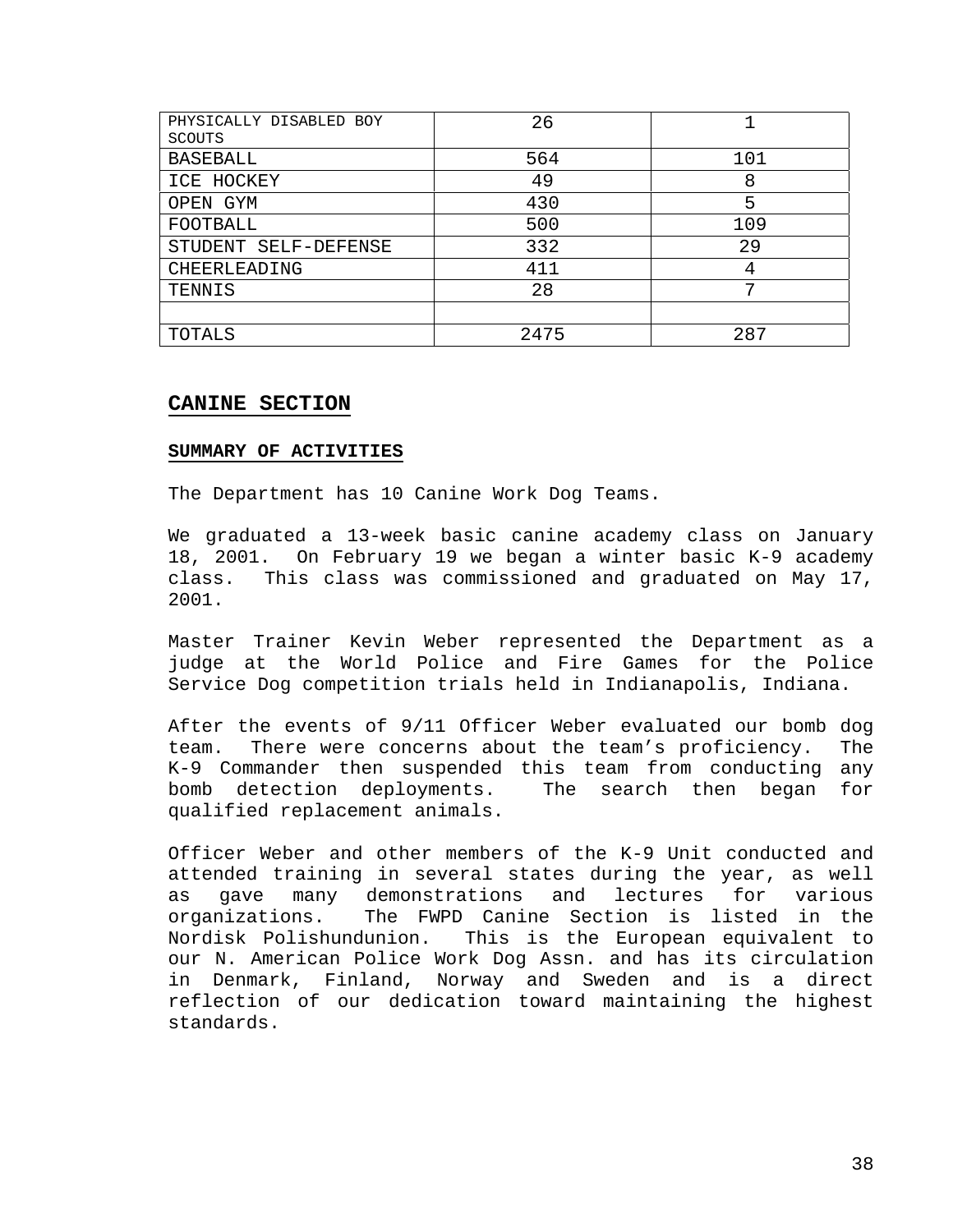| PHYSICALLY DISABLED BOY SCOUTS | 26 | 1 |
|---|---|---|
| BASEBALL | 564 | 101 |
| ICE HOCKEY | 49 | 8 |
| OPEN GYM | 430 | 5 |
| FOOTBALL | 500 | 109 |
| STUDENT SELF-DEFENSE | 332 | 29 |
| CHEERLEADING | 411 | 4 |
| TENNIS | 28 | 7 |
| | | |
| TOTALS | 2475 | 287 |

## CANINE SECTION

### SUMMARY OF ACTIVITIES

The Department has 10 Canine Work Dog Teams.

We graduated a 13-week basic canine academy class on January 18, 2001. On February 19 we began a winter basic K-9 academy class. This class was commissioned and graduated on May 17, 2001.

Master Trainer Kevin Weber represented the Department as a judge at the World Police and Fire Games for the Police Service Dog competition trials held in Indianapolis, Indiana.

After the events of 9/11 Officer Weber evaluated our bomb dog team. There were concerns about the team's proficiency. The K-9 Commander then suspended this team from conducting any bomb detection deployments. The search then began for qualified replacement animals.

Officer Weber and other members of the K-9 Unit conducted and attended training in several states during the year, as well as gave many demonstrations and lectures for various organizations. The FWPD Canine Section is listed in the Nordisk Polishundunion. This is the European equivalent to our N. American Police Work Dog Assn. and has its circulation in Denmark, Finland, Norway and Sweden and is a direct reflection of our dedication toward maintaining the highest standards.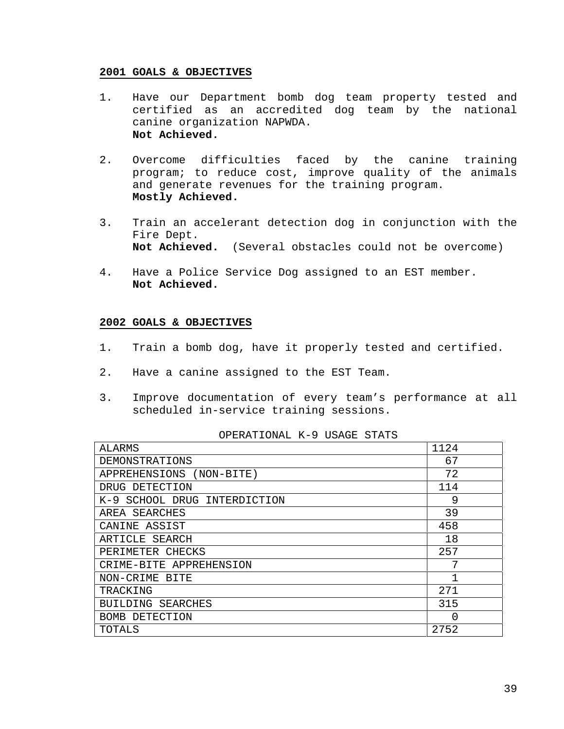## 2001 GOALS & OBJECTIVES

1. Have our Department bomb dog team property tested and certified as an accredited dog team by the national canine organization NAPWDA.
   **Not Achieved.**

2. Overcome difficulties faced by the canine training program; to reduce cost, improve quality of the animals and generate revenues for the training program.
   **Mostly Achieved.**

3. Train an accelerant detection dog in conjunction with the Fire Dept.
   **Not Achieved.** (Several obstacles could not be overcome)

4. Have a Police Service Dog assigned to an EST member.
   **Not Achieved.**

## 2002 GOALS & OBJECTIVES

1. Train a bomb dog, have it properly tested and certified.

2. Have a canine assigned to the EST Team.

3. Improve documentation of every team's performance at all scheduled in-service training sessions.

OPERATIONAL K-9 USAGE STATS

| | |
|---|---|
| ALARMS | 1124 |
| DEMONSTRATIONS | 67 |
| APPREHENSIONS (NON-BITE) | 72 |
| DRUG DETECTION | 114 |
| K-9 SCHOOL DRUG INTERDICTION | 9 |
| AREA SEARCHES | 39 |
| CANINE ASSIST | 458 |
| ARTICLE SEARCH | 18 |
| PERIMETER CHECKS | 257 |
| CRIME-BITE APPREHENSION | 7 |
| NON-CRIME BITE | 1 |
| TRACKING | 271 |
| BUILDING SEARCHES | 315 |
| BOMB DETECTION | 0 |
| TOTALS | 2752 |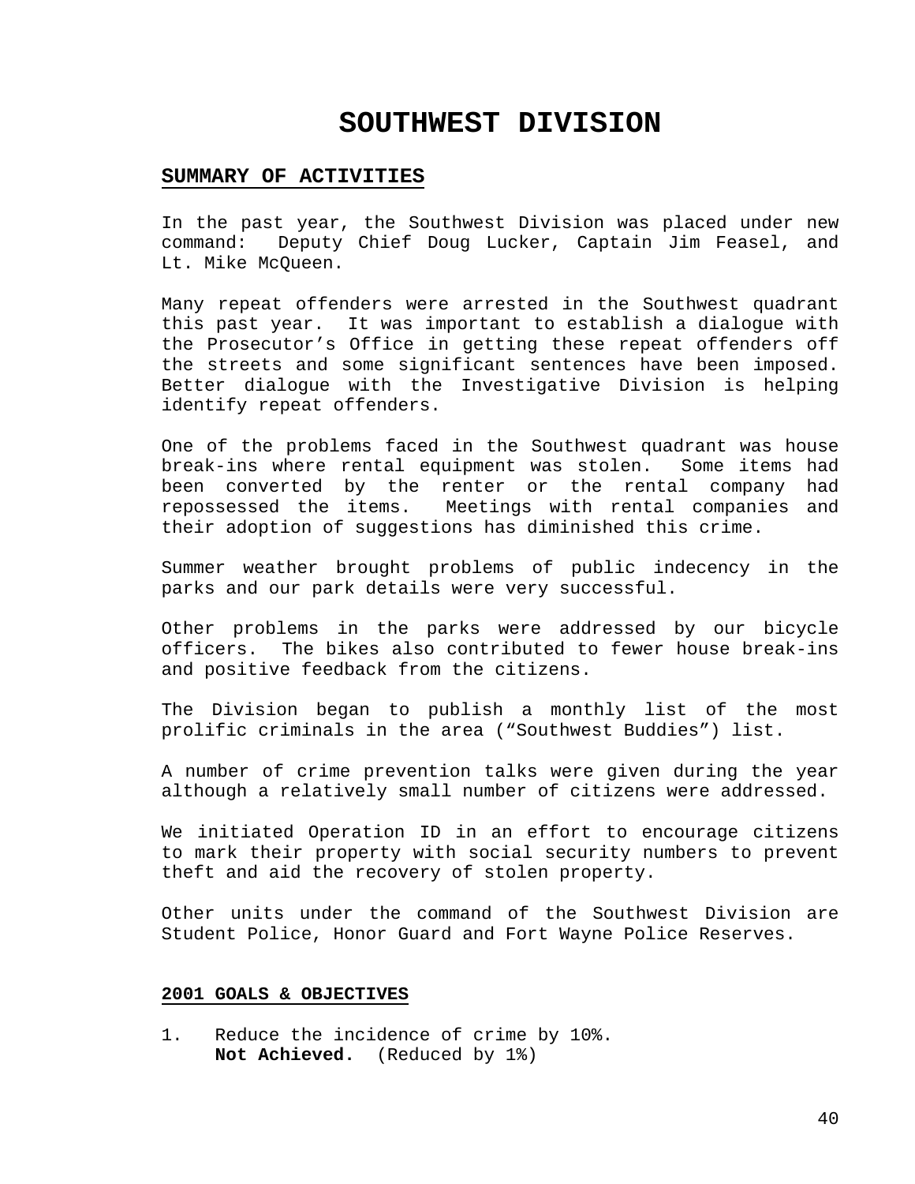# SOUTHWEST DIVISION

## SUMMARY OF ACTIVITIES

In the past year, the Southwest Division was placed under new command: Deputy Chief Doug Lucker, Captain Jim Feasel, and Lt. Mike McQueen.

Many repeat offenders were arrested in the Southwest quadrant this past year. It was important to establish a dialogue with the Prosecutor's Office in getting these repeat offenders off the streets and some significant sentences have been imposed. Better dialogue with the Investigative Division is helping identify repeat offenders.

One of the problems faced in the Southwest quadrant was house break-ins where rental equipment was stolen. Some items had been converted by the renter or the rental company had repossessed the items. Meetings with rental companies and their adoption of suggestions has diminished this crime.

Summer weather brought problems of public indecency in the parks and our park details were very successful.

Other problems in the parks were addressed by our bicycle officers. The bikes also contributed to fewer house break-ins and positive feedback from the citizens.

The Division began to publish a monthly list of the most prolific criminals in the area ("Southwest Buddies") list.

A number of crime prevention talks were given during the year although a relatively small number of citizens were addressed.

We initiated Operation ID in an effort to encourage citizens to mark their property with social security numbers to prevent theft and aid the recovery of stolen property.

Other units under the command of the Southwest Division are Student Police, Honor Guard and Fort Wayne Police Reserves.

## 2001 GOALS & OBJECTIVES

1. Reduce the incidence of crime by 10%.
   **Not Achieved.** (Reduced by 1%)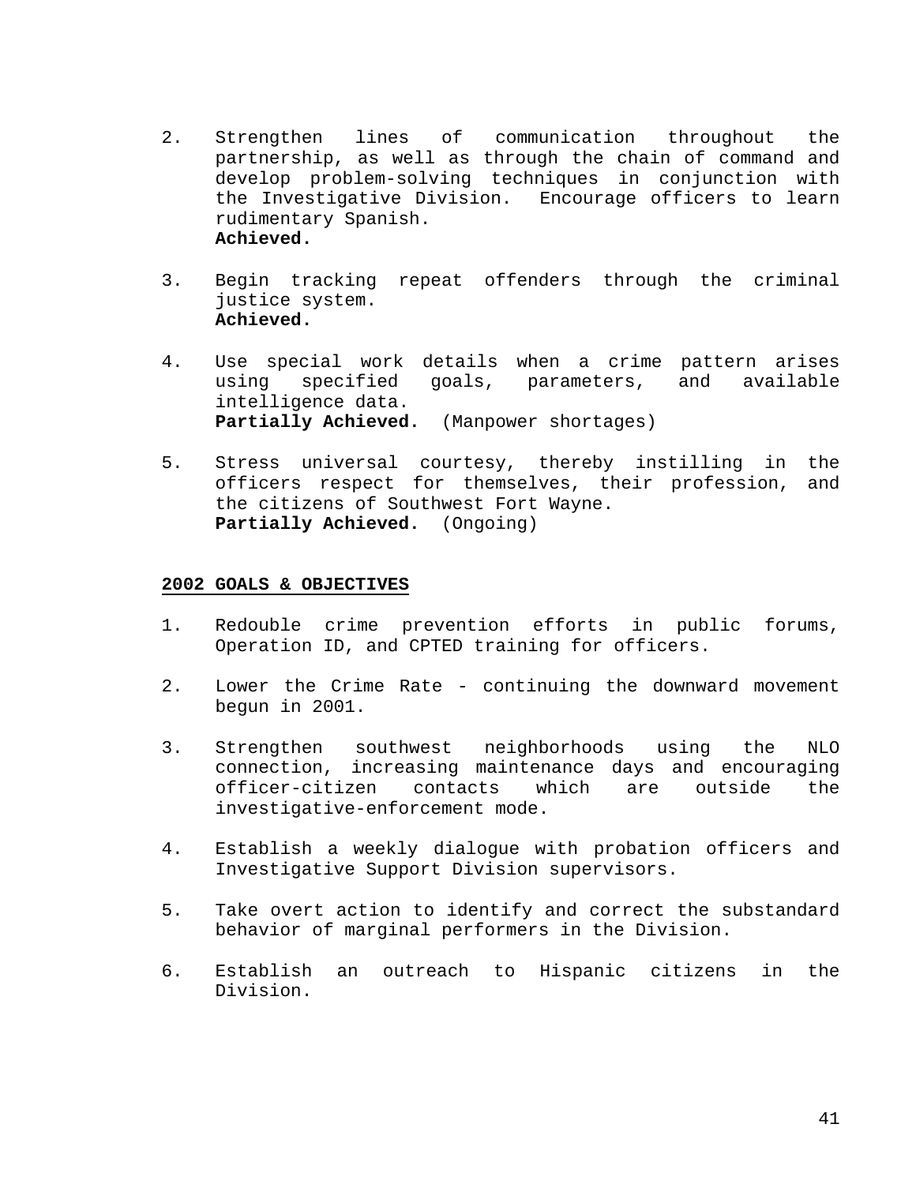2. Strengthen lines of communication throughout the partnership, as well as through the chain of command and develop problem-solving techniques in conjunction with the Investigative Division. Encourage officers to learn rudimentary Spanish.
   **Achieved.**

3. Begin tracking repeat offenders through the criminal justice system.
   **Achieved.**

4. Use special work details when a crime pattern arises using specified goals, parameters, and available intelligence data.
   **Partially Achieved.** (Manpower shortages)

5. Stress universal courtesy, thereby instilling in the officers respect for themselves, their profession, and the citizens of Southwest Fort Wayne.
   **Partially Achieved.** (Ongoing)

**2002 GOALS & OBJECTIVES**

1. Redouble crime prevention efforts in public forums, Operation ID, and CPTED training for officers.

2. Lower the Crime Rate - continuing the downward movement begun in 2001.

3. Strengthen southwest neighborhoods using the NLO connection, increasing maintenance days and encouraging officer-citizen contacts which are outside the investigative-enforcement mode.

4. Establish a weekly dialogue with probation officers and Investigative Support Division supervisors.

5. Take overt action to identify and correct the substandard behavior of marginal performers in the Division.

6. Establish an outreach to Hispanic citizens in the Division.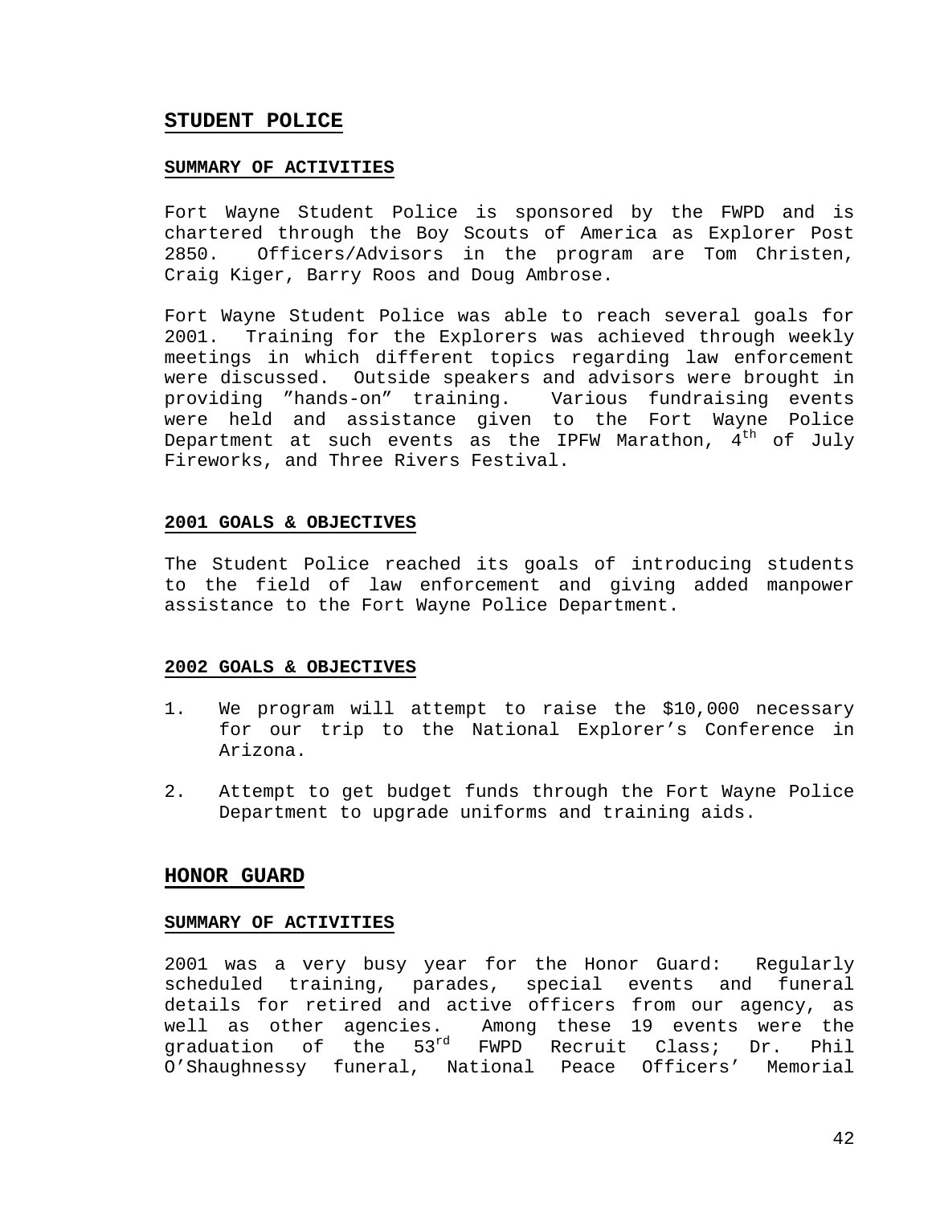## STUDENT POLICE

### SUMMARY OF ACTIVITIES

Fort Wayne Student Police is sponsored by the FWPD and is chartered through the Boy Scouts of America as Explorer Post 2850. Officers/Advisors in the program are Tom Christen, Craig Kiger, Barry Roos and Doug Ambrose.

Fort Wayne Student Police was able to reach several goals for 2001. Training for the Explorers was achieved through weekly meetings in which different topics regarding law enforcement were discussed. Outside speakers and advisors were brought in providing "hands-on" training. Various fundraising events were held and assistance given to the Fort Wayne Police Department at such events as the IPFW Marathon, 4th of July Fireworks, and Three Rivers Festival.

### 2001 GOALS & OBJECTIVES

The Student Police reached its goals of introducing students to the field of law enforcement and giving added manpower assistance to the Fort Wayne Police Department.

### 2002 GOALS & OBJECTIVES

1. We program will attempt to raise the $10,000 necessary for our trip to the National Explorer's Conference in Arizona.
2. Attempt to get budget funds through the Fort Wayne Police Department to upgrade uniforms and training aids.

## HONOR GUARD

### SUMMARY OF ACTIVITIES

2001 was a very busy year for the Honor Guard: Regularly scheduled training, parades, special events and funeral details for retired and active officers from our agency, as well as other agencies. Among these 19 events were the graduation of the 53rd FWPD Recruit Class; Dr. Phil O'Shaughnessy funeral, National Peace Officers' Memorial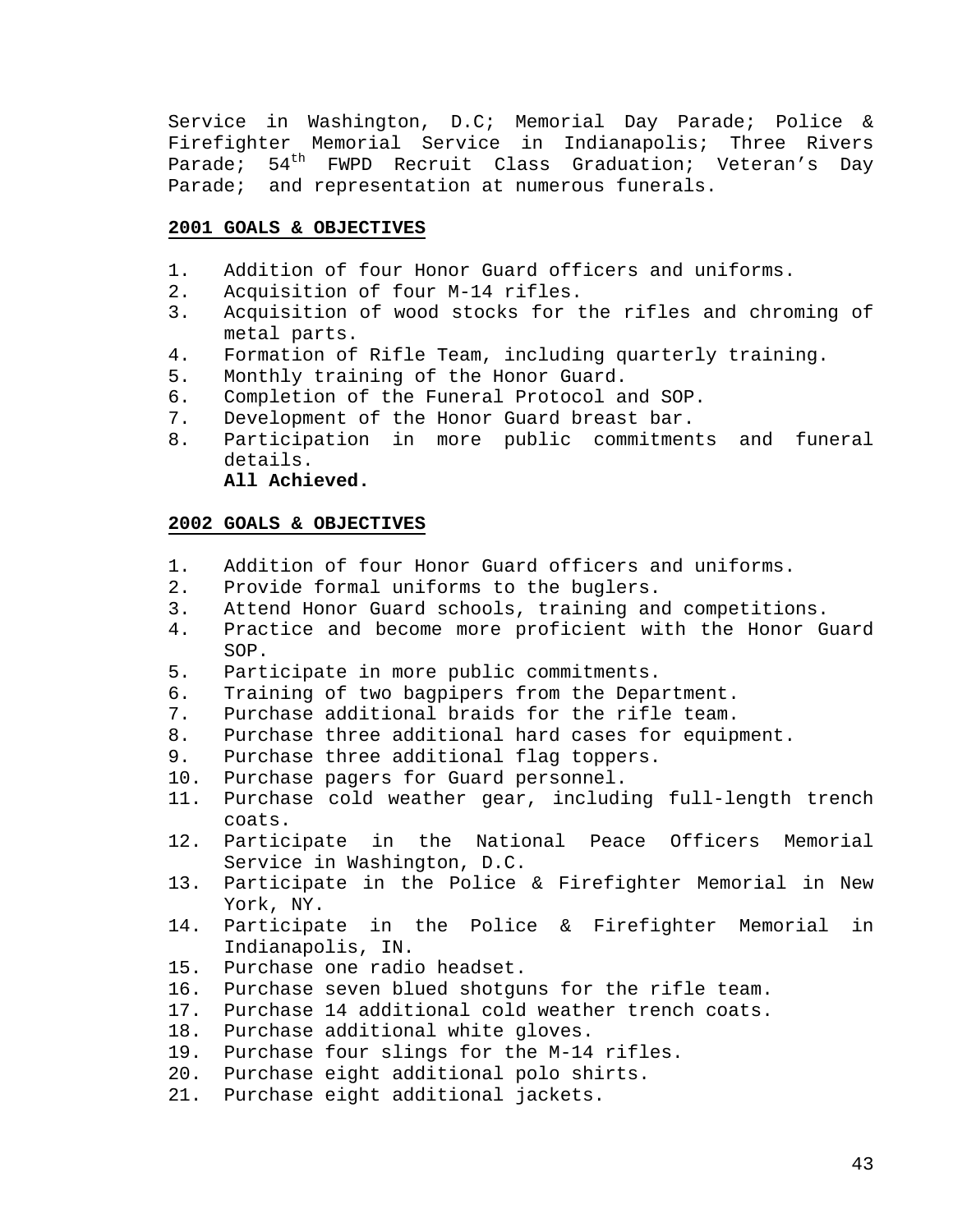Service in Washington, D.C; Memorial Day Parade; Police & Firefighter Memorial Service in Indianapolis; Three Rivers Parade; 54th FWPD Recruit Class Graduation; Veteran's Day Parade; and representation at numerous funerals.

**2001 GOALS & OBJECTIVES**

1. Addition of four Honor Guard officers and uniforms.
2. Acquisition of four M-14 rifles.
3. Acquisition of wood stocks for the rifles and chroming of metal parts.
4. Formation of Rifle Team, including quarterly training.
5. Monthly training of the Honor Guard.
6. Completion of the Funeral Protocol and SOP.
7. Development of the Honor Guard breast bar.
8. Participation in more public commitments and funeral details.

   **All Achieved.**

**2002 GOALS & OBJECTIVES**

1. Addition of four Honor Guard officers and uniforms.
2. Provide formal uniforms to the buglers.
3. Attend Honor Guard schools, training and competitions.
4. Practice and become more proficient with the Honor Guard SOP.
5. Participate in more public commitments.
6. Training of two bagpipers from the Department.
7. Purchase additional braids for the rifle team.
8. Purchase three additional hard cases for equipment.
9. Purchase three additional flag toppers.
10. Purchase pagers for Guard personnel.
11. Purchase cold weather gear, including full-length trench coats.
12. Participate in the National Peace Officers Memorial Service in Washington, D.C.
13. Participate in the Police & Firefighter Memorial in New York, NY.
14. Participate in the Police & Firefighter Memorial in Indianapolis, IN.
15. Purchase one radio headset.
16. Purchase seven blued shotguns for the rifle team.
17. Purchase 14 additional cold weather trench coats.
18. Purchase additional white gloves.
19. Purchase four slings for the M-14 rifles.
20. Purchase eight additional polo shirts.
21. Purchase eight additional jackets.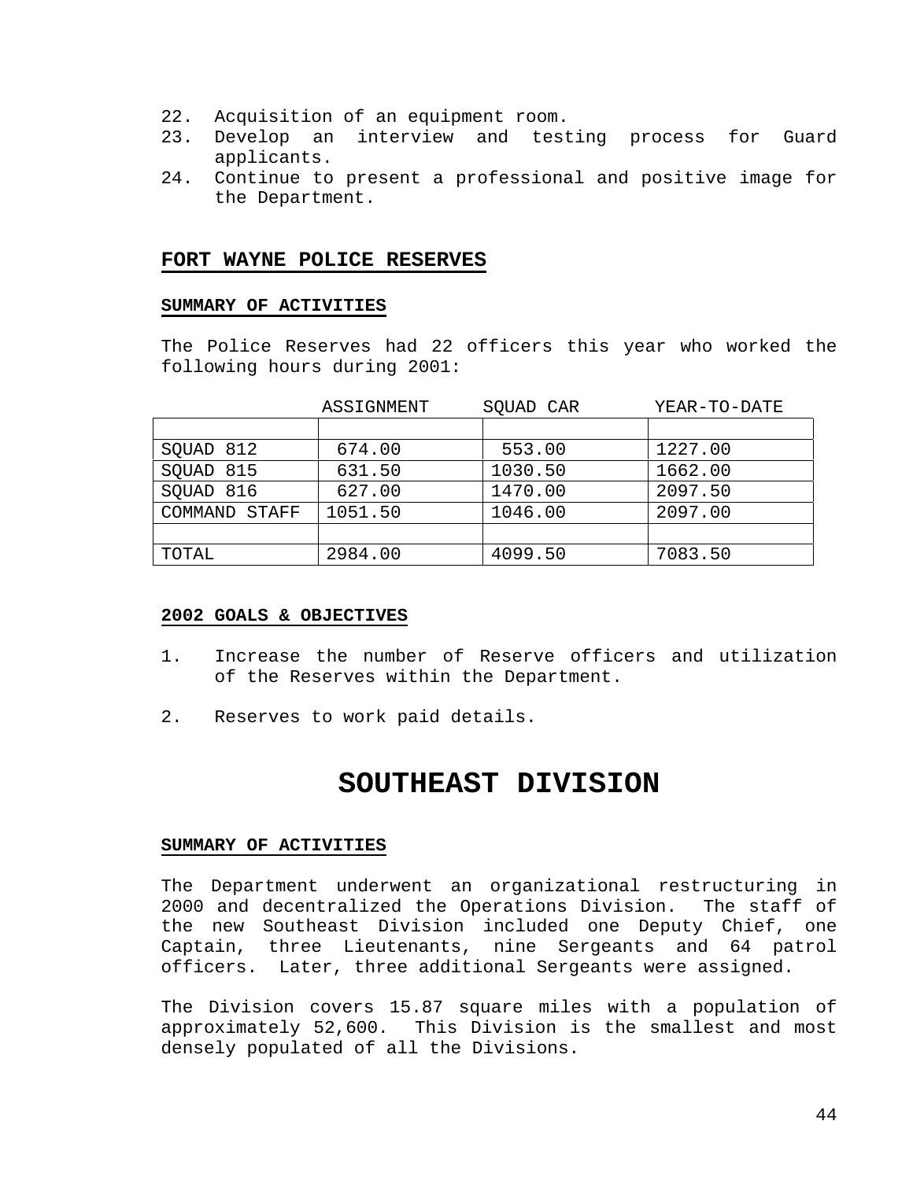22. Acquisition of an equipment room.
23. Develop an interview and testing process for Guard applicants.
24. Continue to present a professional and positive image for the Department.

## FORT WAYNE POLICE RESERVES

### SUMMARY OF ACTIVITIES

The Police Reserves had 22 officers this year who worked the following hours during 2001:

| | ASSIGNMENT | SQUAD CAR | YEAR-TO-DATE |
|---|---|---|---|
| | | | |
| SQUAD 812 | 674.00 | 553.00 | 1227.00 |
| SQUAD 815 | 631.50 | 1030.50 | 1662.00 |
| SQUAD 816 | 627.00 | 1470.00 | 2097.50 |
| COMMAND STAFF | 1051.50 | 1046.00 | 2097.00 |
| | | | |
| TOTAL | 2984.00 | 4099.50 | 7083.50 |

### 2002 GOALS & OBJECTIVES

1. Increase the number of Reserve officers and utilization of the Reserves within the Department.

2. Reserves to work paid details.

# SOUTHEAST DIVISION

### SUMMARY OF ACTIVITIES

The Department underwent an organizational restructuring in 2000 and decentralized the Operations Division. The staff of the new Southeast Division included one Deputy Chief, one Captain, three Lieutenants, nine Sergeants and 64 patrol officers. Later, three additional Sergeants were assigned.

The Division covers 15.87 square miles with a population of approximately 52,600. This Division is the smallest and most densely populated of all the Divisions.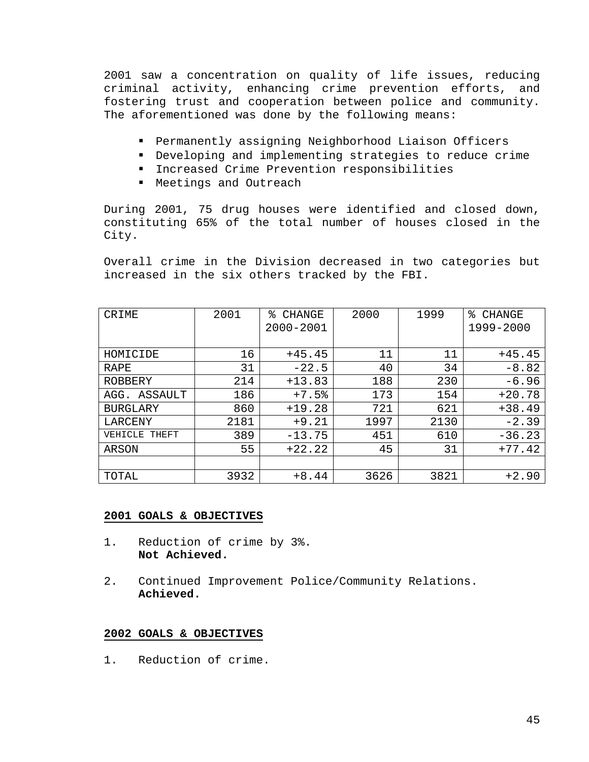2001 saw a concentration on quality of life issues, reducing criminal activity, enhancing crime prevention efforts, and fostering trust and cooperation between police and community. The aforementioned was done by the following means:

- Permanently assigning Neighborhood Liaison Officers
- Developing and implementing strategies to reduce crime
- Increased Crime Prevention responsibilities
- Meetings and Outreach

During 2001, 75 drug houses were identified and closed down, constituting 65% of the total number of houses closed in the City.

Overall crime in the Division decreased in two categories but increased in the six others tracked by the FBI.

| CRIME | 2001 | % CHANGE 2000-2001 | 2000 | 1999 | % CHANGE 1999-2000 |
|---|---|---|---|---|---|
| HOMICIDE | 16 | +45.45 | 11 | 11 | +45.45 |
| RAPE | 31 | -22.5 | 40 | 34 | -8.82 |
| ROBBERY | 214 | +13.83 | 188 | 230 | -6.96 |
| AGG. ASSAULT | 186 | +7.5% | 173 | 154 | +20.78 |
| BURGLARY | 860 | +19.28 | 721 | 621 | +38.49 |
| LARCENY | 2181 | +9.21 | 1997 | 2130 | -2.39 |
| VEHICLE THEFT | 389 | -13.75 | 451 | 610 | -36.23 |
| ARSON | 55 | +22.22 | 45 | 31 | +77.42 |
| | | | | | |
| TOTAL | 3932 | +8.44 | 3626 | 3821 | +2.90 |

**2001 GOALS & OBJECTIVES**

1. Reduction of crime by 3%.
   **Not Achieved.**

2. Continued Improvement Police/Community Relations.
   **Achieved.**

**2002 GOALS & OBJECTIVES**

1. Reduction of crime.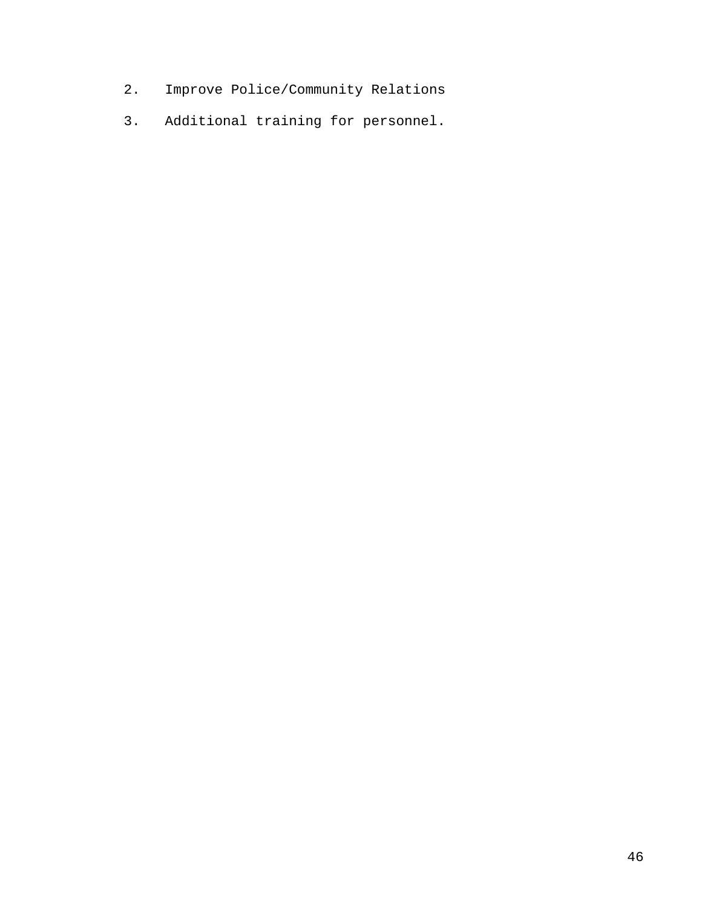2. Improve Police/Community Relations

3. Additional training for personnel.